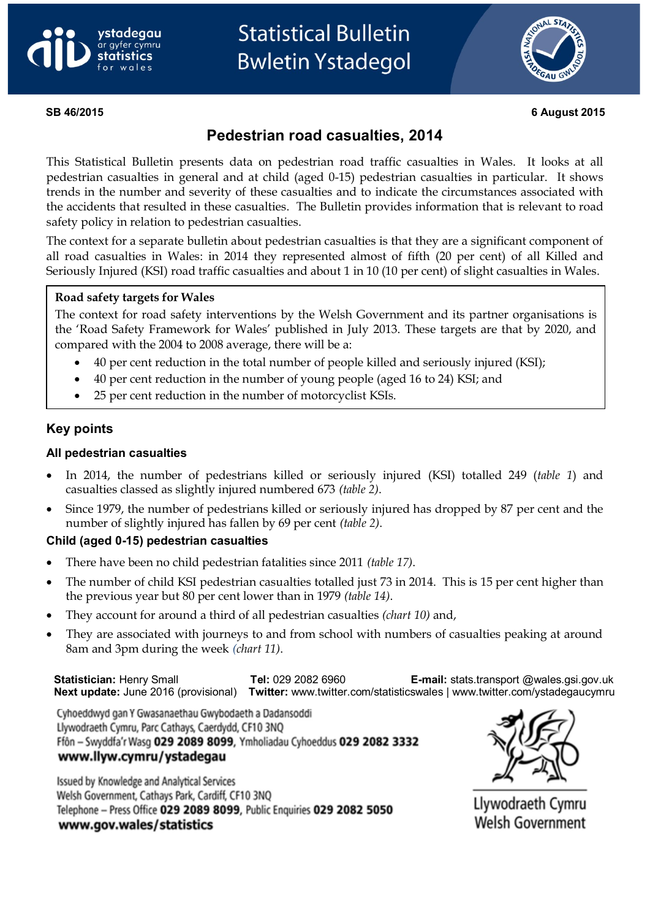# Statistical Bulletin
# Bwletin Ystadegol

**SB 46/2015** **6 August 2015**

## Pedestrian road casualties, 2014

This Statistical Bulletin presents data on pedestrian road traffic casualties in Wales. It looks at all pedestrian casualties in general and at child (aged 0-15) pedestrian casualties in particular. It shows trends in the number and severity of these casualties and to indicate the circumstances associated with the accidents that resulted in these casualties. The Bulletin provides information that is relevant to road safety policy in relation to pedestrian casualties.

The context for a separate bulletin about pedestrian casualties is that they are a significant component of all road casualties in Wales: in 2014 they represented almost of fifth (20 per cent) of all Killed and Seriously Injured (KSI) road traffic casualties and about 1 in 10 (10 per cent) of slight casualties in Wales.

> **Road safety targets for Wales**
>
> The context for road safety interventions by the Welsh Government and its partner organisations is the 'Road Safety Framework for Wales' published in July 2013. These targets are that by 2020, and compared with the 2004 to 2008 average, there will be a:
>
> - 40 per cent reduction in the total number of people killed and seriously injured (KSI);
> - 40 per cent reduction in the number of young people (aged 16 to 24) KSI; and
> - 25 per cent reduction in the number of motorcyclist KSIs.

## Key points

### All pedestrian casualties

- In 2014, the number of pedestrians killed or seriously injured (KSI) totalled 249 (*table 1*) and casualties classed as slightly injured numbered 673 *(table 2)*.
- Since 1979, the number of pedestrians killed or seriously injured has dropped by 87 per cent and the number of slightly injured has fallen by 69 per cent *(table 2)*.

### Child (aged 0-15) pedestrian casualties

- There have been no child pedestrian fatalities since 2011 *(table 17)*.
- The number of child KSI pedestrian casualties totalled just 73 in 2014. This is 15 per cent higher than the previous year but 80 per cent lower than in 1979 *(table 14)*.
- They account for around a third of all pedestrian casualties *(chart 10)* and,
- They are associated with journeys to and from school with numbers of casualties peaking at around 8am and 3pm during the week *(chart 11)*.

**Statistician:** Henry Small **Tel:** 029 2082 6960 **E-mail:** stats.transport @wales.gsi.gov.uk
**Next update:** June 2016 (provisional) **Twitter:** www.twitter.com/statisticswales | www.twitter.com/ystadegaucymru

Cyhoeddwyd gan Y Gwasanaethau Gwybodaeth a Dadansoddi
Llywodraeth Cymru, Parc Cathays, Caerdydd, CF10 3NQ
Ffôn – Swyddfa'r Wasg **029 2089 8099**, Ymholiadau Cyhoeddus **029 2082 3332**
**www.llyw.cymru/ystadegau**

Issued by Knowledge and Analytical Services
Welsh Government, Cathays Park, Cardiff, CF10 3NQ
Telephone – Press Office **029 2089 8099**, Public Enquiries **029 2082 5050**
**www.gov.wales/statistics**

Llywodraeth Cymru
Welsh Government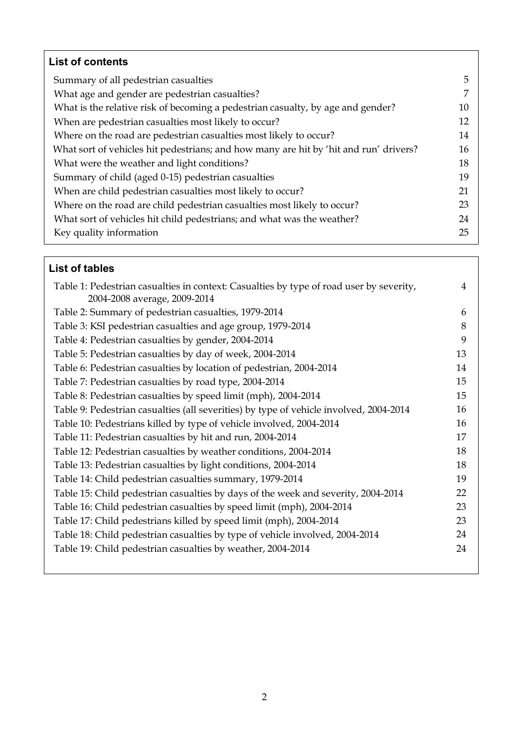## List of contents

| | |
|---|---|
| Summary of all pedestrian casualties | 5 |
| What age and gender are pedestrian casualties? | 7 |
| What is the relative risk of becoming a pedestrian casualty, by age and gender? | 10 |
| When are pedestrian casualties most likely to occur? | 12 |
| Where on the road are pedestrian casualties most likely to occur? | 14 |
| What sort of vehicles hit pedestrians; and how many are hit by 'hit and run' drivers? | 16 |
| What were the weather and light conditions? | 18 |
| Summary of child (aged 0-15) pedestrian casualties | 19 |
| When are child pedestrian casualties most likely to occur? | 21 |
| Where on the road are child pedestrian casualties most likely to occur? | 23 |
| What sort of vehicles hit child pedestrians; and what was the weather? | 24 |
| Key quality information | 25 |

## List of tables

| | |
|---|---|
| Table 1: Pedestrian casualties in context: Casualties by type of road user by severity, 2004-2008 average, 2009-2014 | 4 |
| Table 2: Summary of pedestrian casualties, 1979-2014 | 6 |
| Table 3: KSI pedestrian casualties and age group, 1979-2014 | 8 |
| Table 4: Pedestrian casualties by gender, 2004-2014 | 9 |
| Table 5: Pedestrian casualties by day of week, 2004-2014 | 13 |
| Table 6: Pedestrian casualties by location of pedestrian, 2004-2014 | 14 |
| Table 7: Pedestrian casualties by road type, 2004-2014 | 15 |
| Table 8: Pedestrian casualties by speed limit (mph), 2004-2014 | 15 |
| Table 9: Pedestrian casualties (all severities) by type of vehicle involved, 2004-2014 | 16 |
| Table 10: Pedestrians killed by type of vehicle involved, 2004-2014 | 16 |
| Table 11: Pedestrian casualties by hit and run, 2004-2014 | 17 |
| Table 12: Pedestrian casualties by weather conditions, 2004-2014 | 18 |
| Table 13: Pedestrian casualties by light conditions, 2004-2014 | 18 |
| Table 14: Child pedestrian casualties summary, 1979-2014 | 19 |
| Table 15: Child pedestrian casualties by days of the week and severity, 2004-2014 | 22 |
| Table 16: Child pedestrian casualties by speed limit (mph), 2004-2014 | 23 |
| Table 17: Child pedestrians killed by speed limit (mph), 2004-2014 | 23 |
| Table 18: Child pedestrian casualties by type of vehicle involved, 2004-2014 | 24 |
| Table 19: Child pedestrian casualties by weather, 2004-2014 | 24 |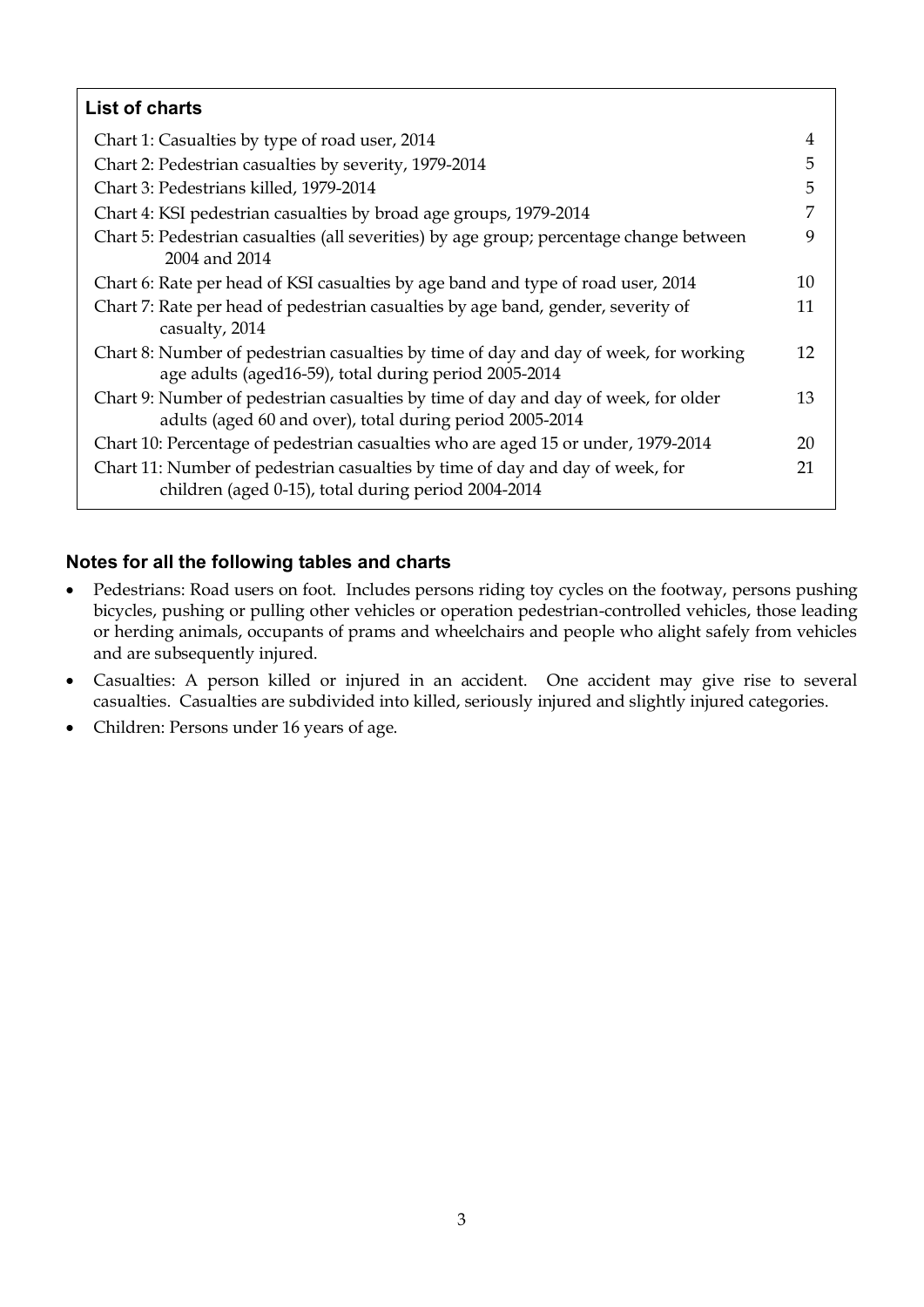## List of charts

| | |
|---|---|
| Chart 1: Casualties by type of road user, 2014 | 4 |
| Chart 2: Pedestrian casualties by severity, 1979-2014 | 5 |
| Chart 3: Pedestrians killed, 1979-2014 | 5 |
| Chart 4: KSI pedestrian casualties by broad age groups, 1979-2014 | 7 |
| Chart 5: Pedestrian casualties (all severities) by age group; percentage change between 2004 and 2014 | 9 |
| Chart 6: Rate per head of KSI casualties by age band and type of road user, 2014 | 10 |
| Chart 7: Rate per head of pedestrian casualties by age band, gender, severity of casualty, 2014 | 11 |
| Chart 8: Number of pedestrian casualties by time of day and day of week, for working age adults (aged16-59), total during period 2005-2014 | 12 |
| Chart 9: Number of pedestrian casualties by time of day and day of week, for older adults (aged 60 and over), total during period 2005-2014 | 13 |
| Chart 10: Percentage of pedestrian casualties who are aged 15 or under, 1979-2014 | 20 |
| Chart 11: Number of pedestrian casualties by time of day and day of week, for children (aged 0-15), total during period 2004-2014 | 21 |

### Notes for all the following tables and charts

- Pedestrians: Road users on foot. Includes persons riding toy cycles on the footway, persons pushing bicycles, pushing or pulling other vehicles or operation pedestrian-controlled vehicles, those leading or herding animals, occupants of prams and wheelchairs and people who alight safely from vehicles and are subsequently injured.
- Casualties: A person killed or injured in an accident. One accident may give rise to several casualties. Casualties are subdivided into killed, seriously injured and slightly injured categories.
- Children: Persons under 16 years of age.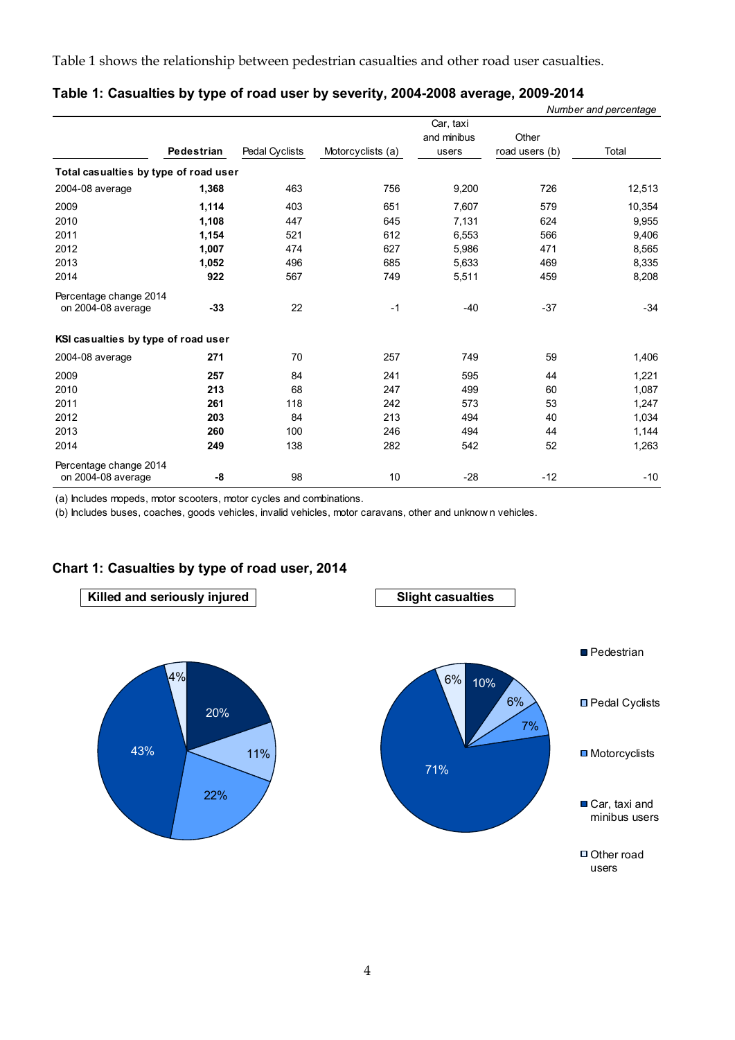Table 1 shows the relationship between pedestrian casualties and other road user casualties.

**Table 1: Casualties by type of road user by severity, 2004-2008 average, 2009-2014**

*Number and percentage*

| | **Pedestrian** | Pedal Cyclists | Motorcyclists (a) | Car, taxi and minibus users | Other road users (b) | Total |
|---|---|---|---|---|---|---|
| **Total casualties by type of road user** | | | | | | |
| 2004-08 average | **1,368** | 463 | 756 | 9,200 | 726 | 12,513 |
| 2009 | **1,114** | 403 | 651 | 7,607 | 579 | 10,354 |
| 2010 | **1,108** | 447 | 645 | 7,131 | 624 | 9,955 |
| 2011 | **1,154** | 521 | 612 | 6,553 | 566 | 9,406 |
| 2012 | **1,007** | 474 | 627 | 5,986 | 471 | 8,565 |
| 2013 | **1,052** | 496 | 685 | 5,633 | 469 | 8,335 |
| 2014 | **922** | 567 | 749 | 5,511 | 459 | 8,208 |
| Percentage change 2014 on 2004-08 average | **-33** | 22 | -1 | -40 | -37 | -34 |
| **KSI casualties by type of road user** | | | | | | |
| 2004-08 average | **271** | 70 | 257 | 749 | 59 | 1,406 |
| 2009 | **257** | 84 | 241 | 595 | 44 | 1,221 |
| 2010 | **213** | 68 | 247 | 499 | 60 | 1,087 |
| 2011 | **261** | 118 | 242 | 573 | 53 | 1,247 |
| 2012 | **203** | 84 | 213 | 494 | 40 | 1,034 |
| 2013 | **260** | 100 | 246 | 494 | 44 | 1,144 |
| 2014 | **249** | 138 | 282 | 542 | 52 | 1,263 |
| Percentage change 2014 on 2004-08 average | **-8** | 98 | 10 | -28 | -12 | -10 |

(a) Includes mopeds, motor scooters, motor cycles and combinations.
(b) Includes buses, coaches, goods vehicles, invalid vehicles, motor caravans, other and unknown vehicles.

**Chart 1: Casualties by type of road user, 2014**

**Killed and seriously injured**

| Type of road user | % |
|---|---|
| Pedestrian | 20% |
| Pedal Cyclists | 11% |
| Motorcyclists | 22% |
| Car, taxi and minibus users | 43% |
| Other road users | 4% |

**Slight casualties**

| Type of road user | % |
|---|---|
| Pedestrian | 10% |
| Pedal Cyclists | 6% |
| Motorcyclists | 7% |
| Car, taxi and minibus users | 71% |
| Other road users | 6% |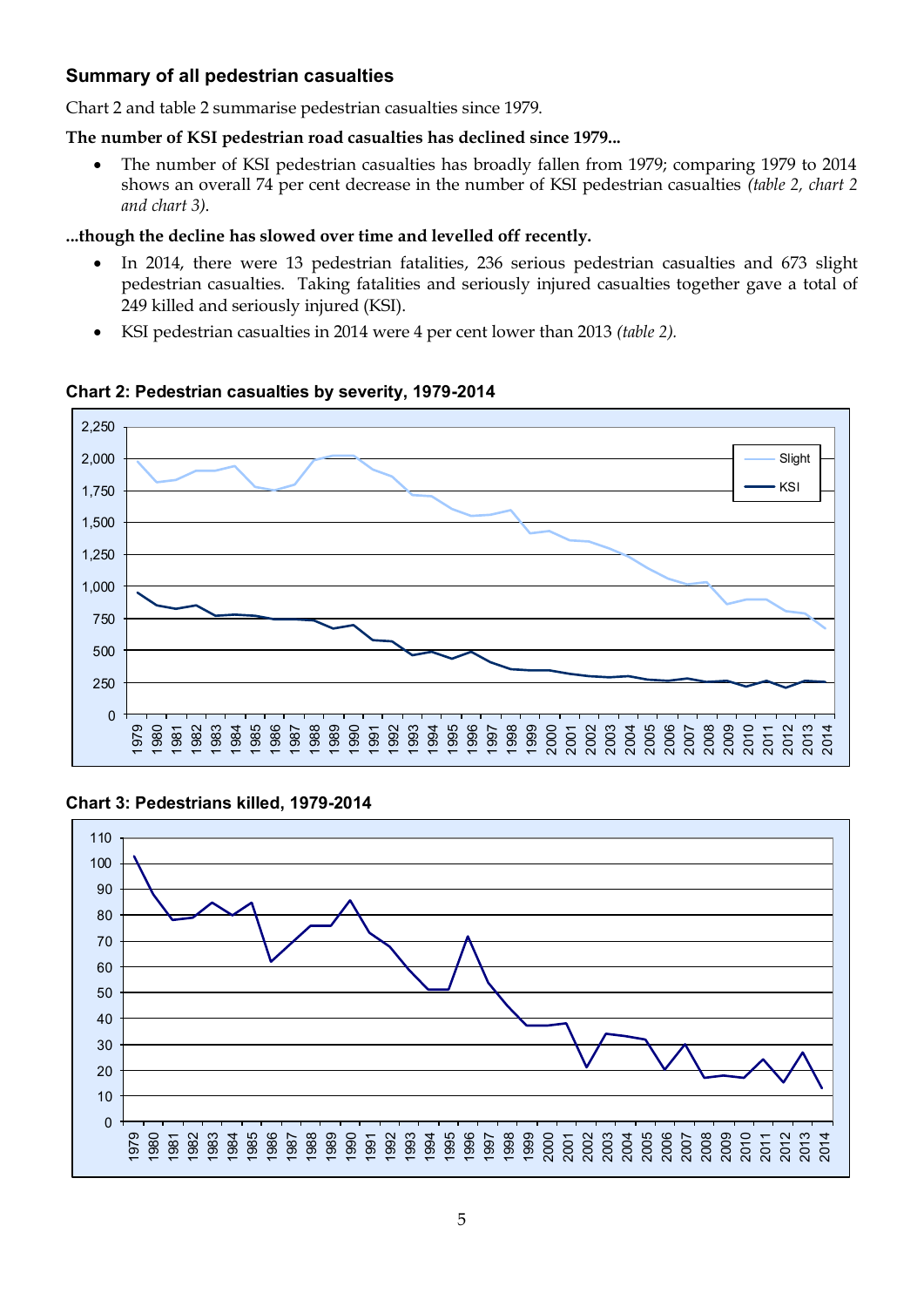### Summary of all pedestrian casualties

Chart 2 and table 2 summarise pedestrian casualties since 1979.

**The number of KSI pedestrian road casualties has declined since 1979...**

- The number of KSI pedestrian casualties has broadly fallen from 1979; comparing 1979 to 2014 shows an overall 74 per cent decrease in the number of KSI pedestrian casualties *(table 2, chart 2 and chart 3)*.

**...though the decline has slowed over time and levelled off recently.**

- In 2014, there were 13 pedestrian fatalities, 236 serious pedestrian casualties and 673 slight pedestrian casualties. Taking fatalities and seriously injured casualties together gave a total of 249 killed and seriously injured (KSI).
- KSI pedestrian casualties in 2014 were 4 per cent lower than 2013 *(table 2)*.

**Chart 2: Pedestrian casualties by severity, 1979-2014**

**Chart 3: Pedestrians killed, 1979-2014**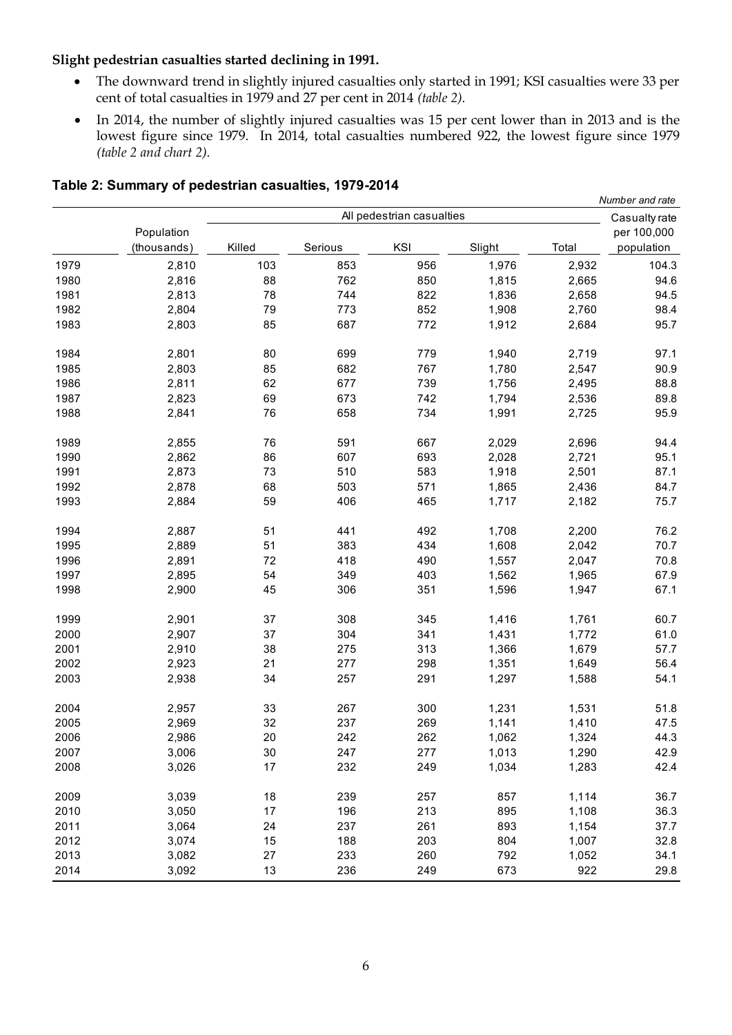**Slight pedestrian casualties started declining in 1991.**

- The downward trend in slightly injured casualties only started in 1991; KSI casualties were 33 per cent of total casualties in 1979 and 27 per cent in 2014 *(table 2).*
- In 2014, the number of slightly injured casualties was 15 per cent lower than in 2013 and is the lowest figure since 1979. In 2014, total casualties numbered 922, the lowest figure since 1979 *(table 2 and chart 2).*

**Table 2: Summary of pedestrian casualties, 1979-2014**

*Number and rate*

| | Population (thousands) | All pedestrian casualties | | | | | Casualty rate per 100,000 population |
|---|---|---|---|---|---|---|---|
| | | Killed | Serious | KSI | Slight | Total | |
| 1979 | 2,810 | 103 | 853 | 956 | 1,976 | 2,932 | 104.3 |
| 1980 | 2,816 | 88 | 762 | 850 | 1,815 | 2,665 | 94.6 |
| 1981 | 2,813 | 78 | 744 | 822 | 1,836 | 2,658 | 94.5 |
| 1982 | 2,804 | 79 | 773 | 852 | 1,908 | 2,760 | 98.4 |
| 1983 | 2,803 | 85 | 687 | 772 | 1,912 | 2,684 | 95.7 |
| 1984 | 2,801 | 80 | 699 | 779 | 1,940 | 2,719 | 97.1 |
| 1985 | 2,803 | 85 | 682 | 767 | 1,780 | 2,547 | 90.9 |
| 1986 | 2,811 | 62 | 677 | 739 | 1,756 | 2,495 | 88.8 |
| 1987 | 2,823 | 69 | 673 | 742 | 1,794 | 2,536 | 89.8 |
| 1988 | 2,841 | 76 | 658 | 734 | 1,991 | 2,725 | 95.9 |
| 1989 | 2,855 | 76 | 591 | 667 | 2,029 | 2,696 | 94.4 |
| 1990 | 2,862 | 86 | 607 | 693 | 2,028 | 2,721 | 95.1 |
| 1991 | 2,873 | 73 | 510 | 583 | 1,918 | 2,501 | 87.1 |
| 1992 | 2,878 | 68 | 503 | 571 | 1,865 | 2,436 | 84.7 |
| 1993 | 2,884 | 59 | 406 | 465 | 1,717 | 2,182 | 75.7 |
| 1994 | 2,887 | 51 | 441 | 492 | 1,708 | 2,200 | 76.2 |
| 1995 | 2,889 | 51 | 383 | 434 | 1,608 | 2,042 | 70.7 |
| 1996 | 2,891 | 72 | 418 | 490 | 1,557 | 2,047 | 70.8 |
| 1997 | 2,895 | 54 | 349 | 403 | 1,562 | 1,965 | 67.9 |
| 1998 | 2,900 | 45 | 306 | 351 | 1,596 | 1,947 | 67.1 |
| 1999 | 2,901 | 37 | 308 | 345 | 1,416 | 1,761 | 60.7 |
| 2000 | 2,907 | 37 | 304 | 341 | 1,431 | 1,772 | 61.0 |
| 2001 | 2,910 | 38 | 275 | 313 | 1,366 | 1,679 | 57.7 |
| 2002 | 2,923 | 21 | 277 | 298 | 1,351 | 1,649 | 56.4 |
| 2003 | 2,938 | 34 | 257 | 291 | 1,297 | 1,588 | 54.1 |
| 2004 | 2,957 | 33 | 267 | 300 | 1,231 | 1,531 | 51.8 |
| 2005 | 2,969 | 32 | 237 | 269 | 1,141 | 1,410 | 47.5 |
| 2006 | 2,986 | 20 | 242 | 262 | 1,062 | 1,324 | 44.3 |
| 2007 | 3,006 | 30 | 247 | 277 | 1,013 | 1,290 | 42.9 |
| 2008 | 3,026 | 17 | 232 | 249 | 1,034 | 1,283 | 42.4 |
| 2009 | 3,039 | 18 | 239 | 257 | 857 | 1,114 | 36.7 |
| 2010 | 3,050 | 17 | 196 | 213 | 895 | 1,108 | 36.3 |
| 2011 | 3,064 | 24 | 237 | 261 | 893 | 1,154 | 37.7 |
| 2012 | 3,074 | 15 | 188 | 203 | 804 | 1,007 | 32.8 |
| 2013 | 3,082 | 27 | 233 | 260 | 792 | 1,052 | 34.1 |
| 2014 | 3,092 | 13 | 236 | 249 | 673 | 922 | 29.8 |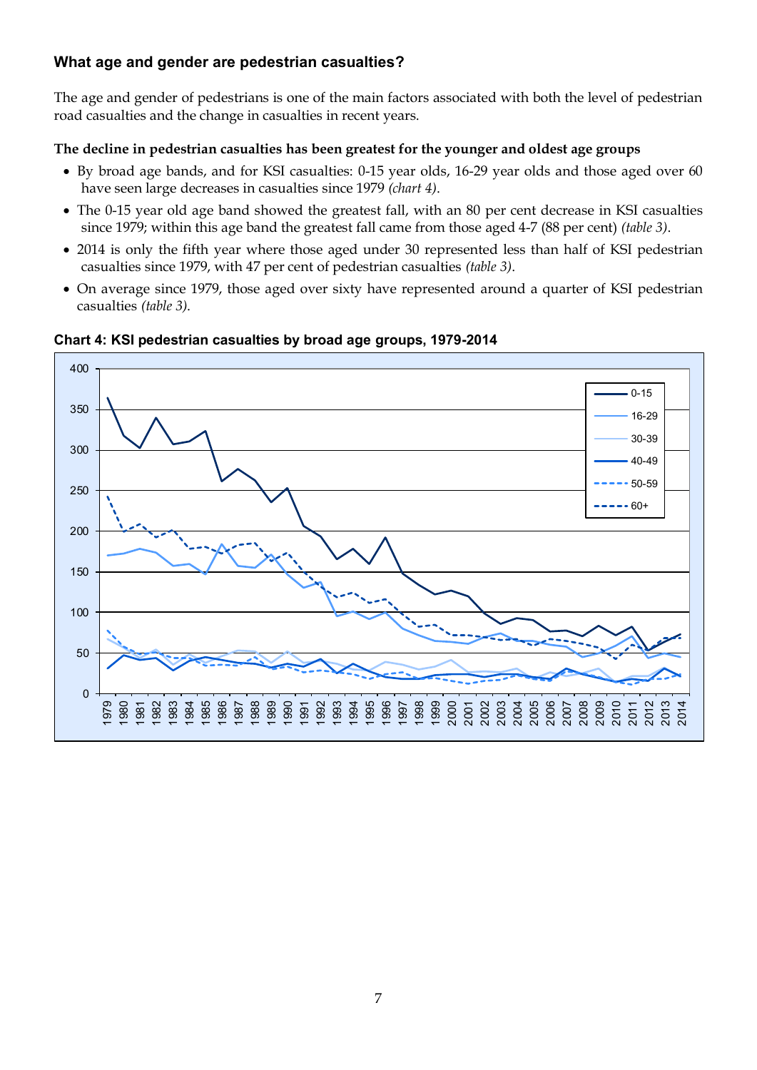### What age and gender are pedestrian casualties?

The age and gender of pedestrians is one of the main factors associated with both the level of pedestrian road casualties and the change in casualties in recent years.

**The decline in pedestrian casualties has been greatest for the younger and oldest age groups**

- By broad age bands, and for KSI casualties: 0-15 year olds, 16-29 year olds and those aged over 60 have seen large decreases in casualties since 1979 *(chart 4)*.
- The 0-15 year old age band showed the greatest fall, with an 80 per cent decrease in KSI casualties since 1979; within this age band the greatest fall came from those aged 4-7 (88 per cent) *(table 3)*.
- 2014 is only the fifth year where those aged under 30 represented less than half of KSI pedestrian casualties since 1979, with 47 per cent of pedestrian casualties *(table 3)*.
- On average since 1979, those aged over sixty have represented around a quarter of KSI pedestrian casualties *(table 3)*.

**Chart 4: KSI pedestrian casualties by broad age groups, 1979-2014**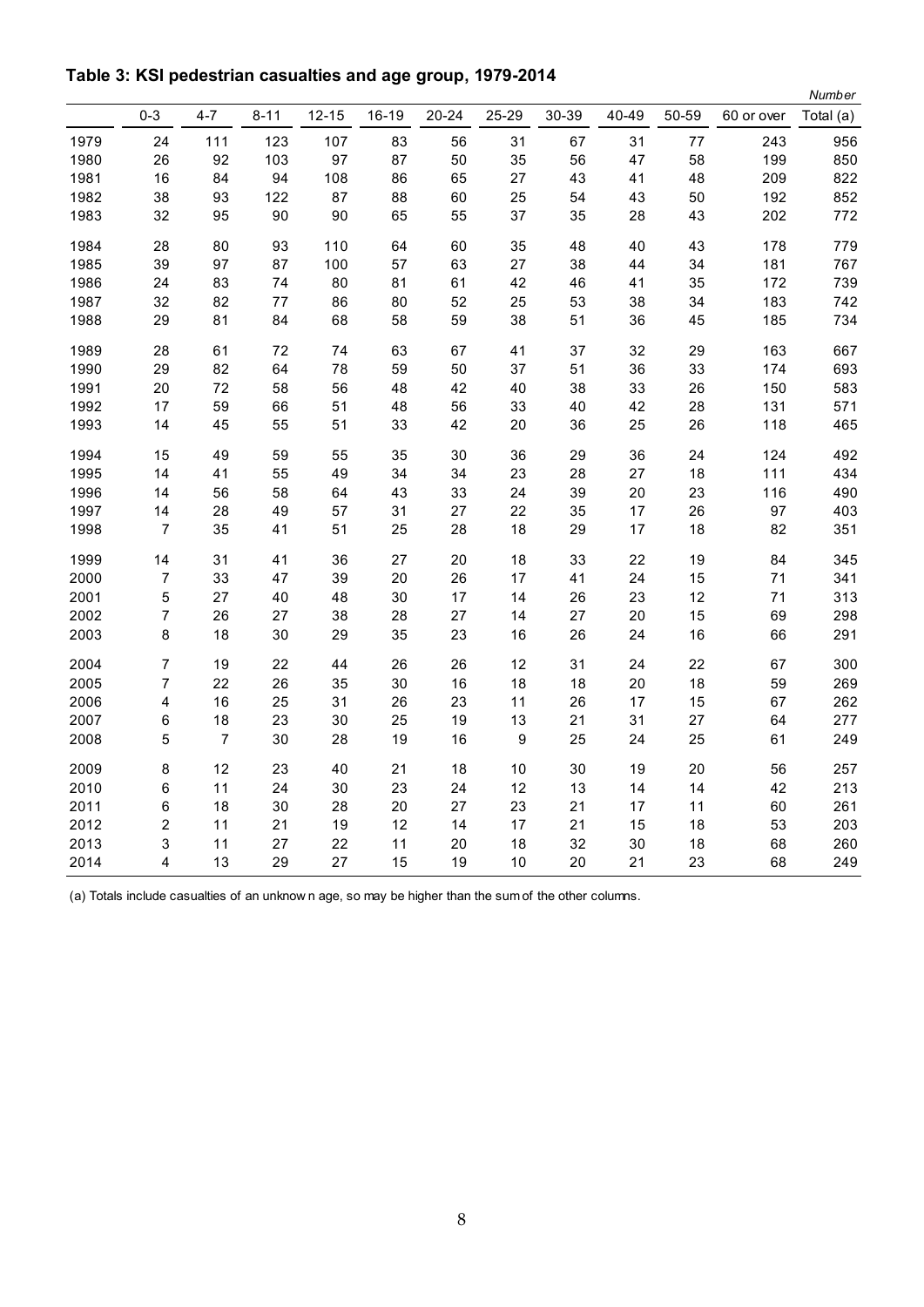**Table 3: KSI pedestrian casualties and age group, 1979-2014**

*Number*

| | 0-3 | 4-7 | 8-11 | 12-15 | 16-19 | 20-24 | 25-29 | 30-39 | 40-49 | 50-59 | 60 or over | Total (a) |
|---|---|---|---|---|---|---|---|---|---|---|---|---|
| 1979 | 24 | 111 | 123 | 107 | 83 | 56 | 31 | 67 | 31 | 77 | 243 | 956 |
| 1980 | 26 | 92 | 103 | 97 | 87 | 50 | 35 | 56 | 47 | 58 | 199 | 850 |
| 1981 | 16 | 84 | 94 | 108 | 86 | 65 | 27 | 43 | 41 | 48 | 209 | 822 |
| 1982 | 38 | 93 | 122 | 87 | 88 | 60 | 25 | 54 | 43 | 50 | 192 | 852 |
| 1983 | 32 | 95 | 90 | 90 | 65 | 55 | 37 | 35 | 28 | 43 | 202 | 772 |
| 1984 | 28 | 80 | 93 | 110 | 64 | 60 | 35 | 48 | 40 | 43 | 178 | 779 |
| 1985 | 39 | 97 | 87 | 100 | 57 | 63 | 27 | 38 | 44 | 34 | 181 | 767 |
| 1986 | 24 | 83 | 74 | 80 | 81 | 61 | 42 | 46 | 41 | 35 | 172 | 739 |
| 1987 | 32 | 82 | 77 | 86 | 80 | 52 | 25 | 53 | 38 | 34 | 183 | 742 |
| 1988 | 29 | 81 | 84 | 68 | 58 | 59 | 38 | 51 | 36 | 45 | 185 | 734 |
| 1989 | 28 | 61 | 72 | 74 | 63 | 67 | 41 | 37 | 32 | 29 | 163 | 667 |
| 1990 | 29 | 82 | 64 | 78 | 59 | 50 | 37 | 51 | 36 | 33 | 174 | 693 |
| 1991 | 20 | 72 | 58 | 56 | 48 | 42 | 40 | 38 | 33 | 26 | 150 | 583 |
| 1992 | 17 | 59 | 66 | 51 | 48 | 56 | 33 | 40 | 42 | 28 | 131 | 571 |
| 1993 | 14 | 45 | 55 | 51 | 33 | 42 | 20 | 36 | 25 | 26 | 118 | 465 |
| 1994 | 15 | 49 | 59 | 55 | 35 | 30 | 36 | 29 | 36 | 24 | 124 | 492 |
| 1995 | 14 | 41 | 55 | 49 | 34 | 34 | 23 | 28 | 27 | 18 | 111 | 434 |
| 1996 | 14 | 56 | 58 | 64 | 43 | 33 | 24 | 39 | 20 | 23 | 116 | 490 |
| 1997 | 14 | 28 | 49 | 57 | 31 | 27 | 22 | 35 | 17 | 26 | 97 | 403 |
| 1998 | 7 | 35 | 41 | 51 | 25 | 28 | 18 | 29 | 17 | 18 | 82 | 351 |
| 1999 | 14 | 31 | 41 | 36 | 27 | 20 | 18 | 33 | 22 | 19 | 84 | 345 |
| 2000 | 7 | 33 | 47 | 39 | 20 | 26 | 17 | 41 | 24 | 15 | 71 | 341 |
| 2001 | 5 | 27 | 40 | 48 | 30 | 17 | 14 | 26 | 23 | 12 | 71 | 313 |
| 2002 | 7 | 26 | 27 | 38 | 28 | 27 | 14 | 27 | 20 | 15 | 69 | 298 |
| 2003 | 8 | 18 | 30 | 29 | 35 | 23 | 16 | 26 | 24 | 16 | 66 | 291 |
| 2004 | 7 | 19 | 22 | 44 | 26 | 26 | 12 | 31 | 24 | 22 | 67 | 300 |
| 2005 | 7 | 22 | 26 | 35 | 30 | 16 | 18 | 18 | 20 | 18 | 59 | 269 |
| 2006 | 4 | 16 | 25 | 31 | 26 | 23 | 11 | 26 | 17 | 15 | 67 | 262 |
| 2007 | 6 | 18 | 23 | 30 | 25 | 19 | 13 | 21 | 31 | 27 | 64 | 277 |
| 2008 | 5 | 7 | 30 | 28 | 19 | 16 | 9 | 25 | 24 | 25 | 61 | 249 |
| 2009 | 8 | 12 | 23 | 40 | 21 | 18 | 10 | 30 | 19 | 20 | 56 | 257 |
| 2010 | 6 | 11 | 24 | 30 | 23 | 24 | 12 | 13 | 14 | 14 | 42 | 213 |
| 2011 | 6 | 18 | 30 | 28 | 20 | 27 | 23 | 21 | 17 | 11 | 60 | 261 |
| 2012 | 2 | 11 | 21 | 19 | 12 | 14 | 17 | 21 | 15 | 18 | 53 | 203 |
| 2013 | 3 | 11 | 27 | 22 | 11 | 20 | 18 | 32 | 30 | 18 | 68 | 260 |
| 2014 | 4 | 13 | 29 | 27 | 15 | 19 | 10 | 20 | 21 | 23 | 68 | 249 |

(a) Totals include casualties of an unknown age, so may be higher than the sum of the other columns.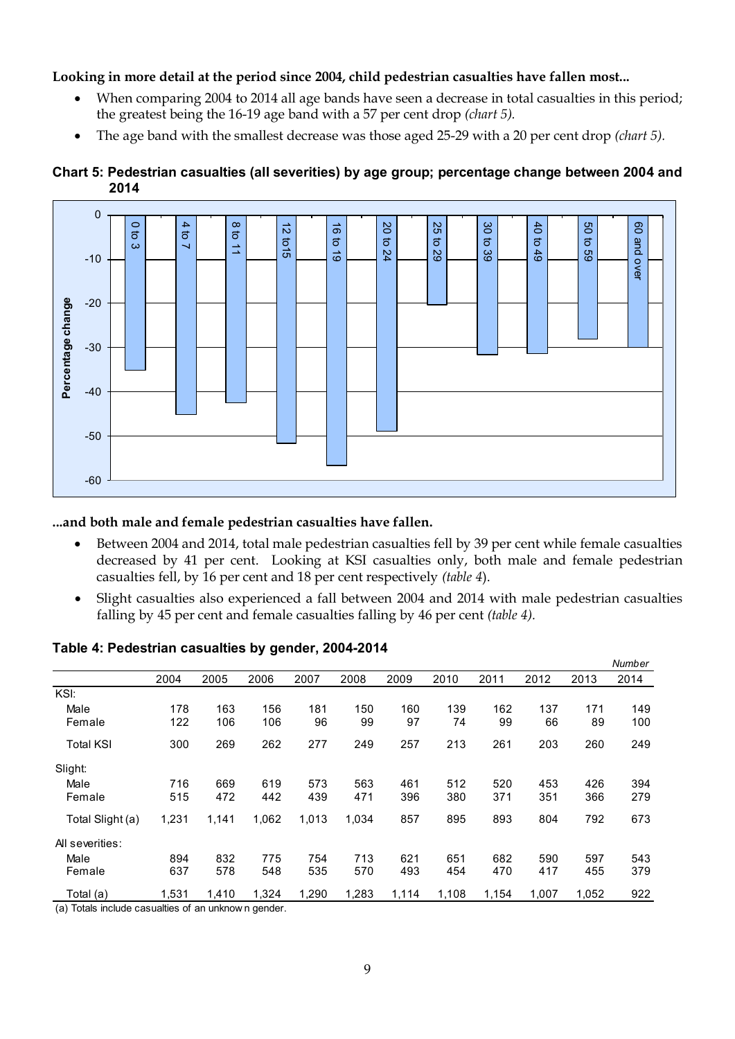**Looking in more detail at the period since 2004, child pedestrian casualties have fallen most...**

- When comparing 2004 to 2014 all age bands have seen a decrease in total casualties in this period; the greatest being the 16-19 age band with a 57 per cent drop *(chart 5).*
- The age band with the smallest decrease was those aged 25-29 with a 20 per cent drop *(chart 5).*

**Chart 5: Pedestrian casualties (all severities) by age group; percentage change between 2004 and 2014**

**...and both male and female pedestrian casualties have fallen.**

- Between 2004 and 2014, total male pedestrian casualties fell by 39 per cent while female casualties decreased by 41 per cent. Looking at KSI casualties only, both male and female pedestrian casualties fell, by 16 per cent and 18 per cent respectively *(table 4).*
- Slight casualties also experienced a fall between 2004 and 2014 with male pedestrian casualties falling by 45 per cent and female casualties falling by 46 per cent *(table 4).*

**Table 4: Pedestrian casualties by gender, 2004-2014**

*Number*

| | 2004 | 2005 | 2006 | 2007 | 2008 | 2009 | 2010 | 2011 | 2012 | 2013 | 2014 |
|---|---|---|---|---|---|---|---|---|---|---|---|
| KSI: | | | | | | | | | | | |
| Male | 178 | 163 | 156 | 181 | 150 | 160 | 139 | 162 | 137 | 171 | 149 |
| Female | 122 | 106 | 106 | 96 | 99 | 97 | 74 | 99 | 66 | 89 | 100 |
| Total KSI | 300 | 269 | 262 | 277 | 249 | 257 | 213 | 261 | 203 | 260 | 249 |
| Slight: | | | | | | | | | | | |
| Male | 716 | 669 | 619 | 573 | 563 | 461 | 512 | 520 | 453 | 426 | 394 |
| Female | 515 | 472 | 442 | 439 | 471 | 396 | 380 | 371 | 351 | 366 | 279 |
| Total Slight (a) | 1,231 | 1,141 | 1,062 | 1,013 | 1,034 | 857 | 895 | 893 | 804 | 792 | 673 |
| All severities: | | | | | | | | | | | |
| Male | 894 | 832 | 775 | 754 | 713 | 621 | 651 | 682 | 590 | 597 | 543 |
| Female | 637 | 578 | 548 | 535 | 570 | 493 | 454 | 470 | 417 | 455 | 379 |
| Total (a) | 1,531 | 1,410 | 1,324 | 1,290 | 1,283 | 1,114 | 1,108 | 1,154 | 1,007 | 1,052 | 922 |

(a) Totals include casualties of an unknown gender.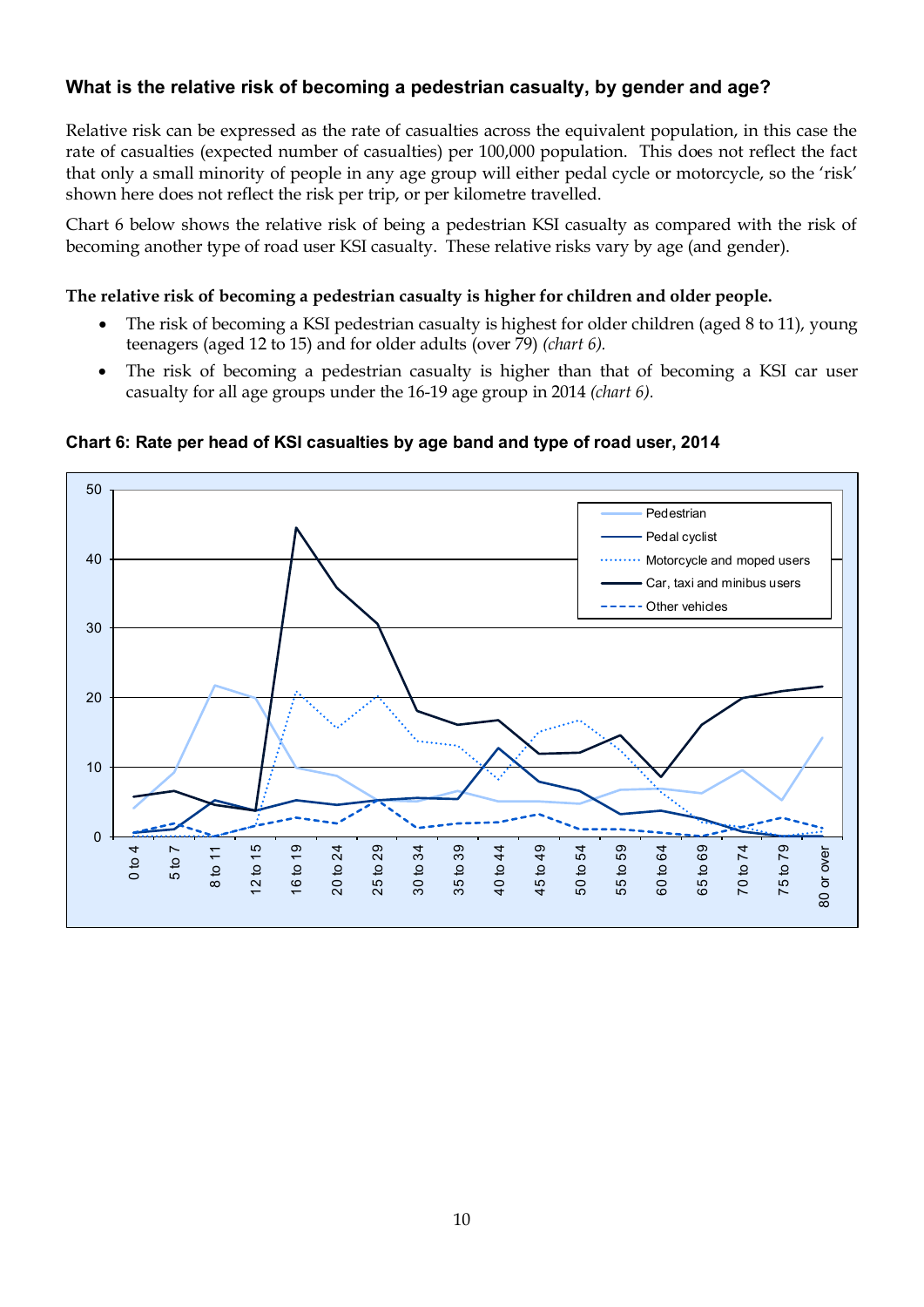### What is the relative risk of becoming a pedestrian casualty, by gender and age?

Relative risk can be expressed as the rate of casualties across the equivalent population, in this case the rate of casualties (expected number of casualties) per 100,000 population. This does not reflect the fact that only a small minority of people in any age group will either pedal cycle or motorcycle, so the 'risk' shown here does not reflect the risk per trip, or per kilometre travelled.

Chart 6 below shows the relative risk of being a pedestrian KSI casualty as compared with the risk of becoming another type of road user KSI casualty. These relative risks vary by age (and gender).

**The relative risk of becoming a pedestrian casualty is higher for children and older people.**

- The risk of becoming a KSI pedestrian casualty is highest for older children (aged 8 to 11), young teenagers (aged 12 to 15) and for older adults (over 79) *(chart 6).*
- The risk of becoming a pedestrian casualty is higher than that of becoming a KSI car user casualty for all age groups under the 16-19 age group in 2014 *(chart 6).*

**Chart 6: Rate per head of KSI casualties by age band and type of road user, 2014**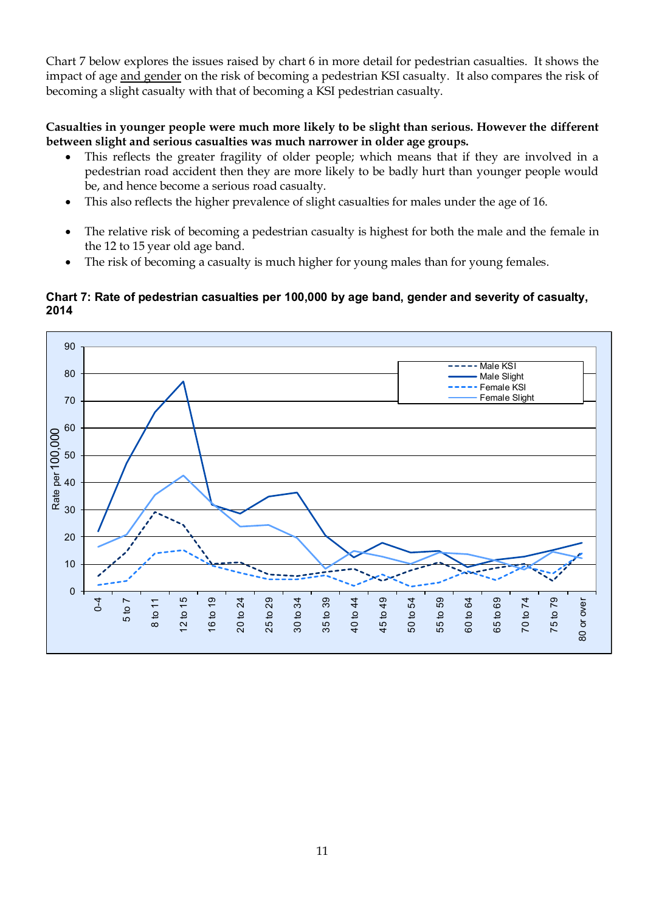Chart 7 below explores the issues raised by chart 6 in more detail for pedestrian casualties. It shows the impact of age and gender on the risk of becoming a pedestrian KSI casualty. It also compares the risk of becoming a slight casualty with that of becoming a KSI pedestrian casualty.

**Casualties in younger people were much more likely to be slight than serious. However the different between slight and serious casualties was much narrower in older age groups.**

- This reflects the greater fragility of older people; which means that if they are involved in a pedestrian road accident then they are more likely to be badly hurt than younger people would be, and hence become a serious road casualty.
- This also reflects the higher prevalence of slight casualties for males under the age of 16.
- The relative risk of becoming a pedestrian casualty is highest for both the male and the female in the 12 to 15 year old age band.
- The risk of becoming a casualty is much higher for young males than for young females.

**Chart 7: Rate of pedestrian casualties per 100,000 by age band, gender and severity of casualty, 2014**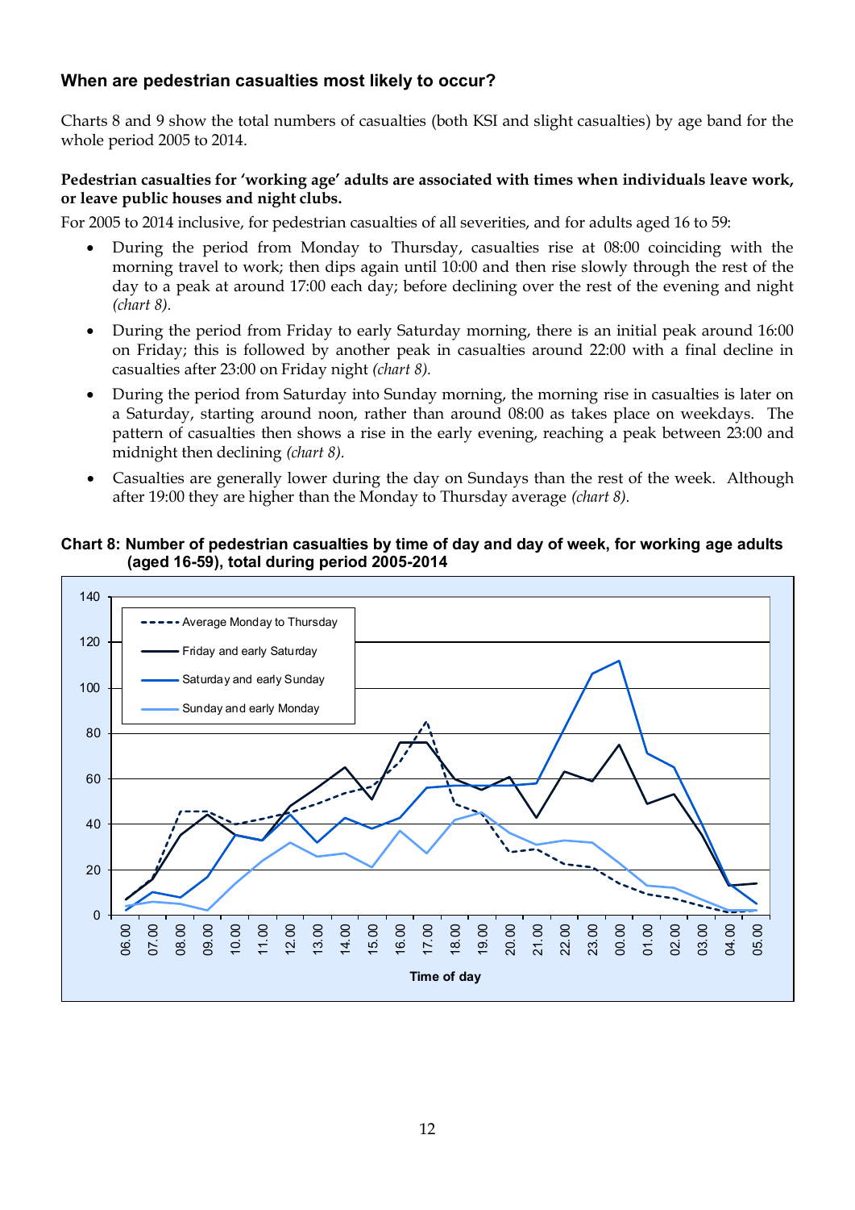## When are pedestrian casualties most likely to occur?

Charts 8 and 9 show the total numbers of casualties (both KSI and slight casualties) by age band for the whole period 2005 to 2014.

**Pedestrian casualties for 'working age' adults are associated with times when individuals leave work, or leave public houses and night clubs.**

For 2005 to 2014 inclusive, for pedestrian casualties of all severities, and for adults aged 16 to 59:

- During the period from Monday to Thursday, casualties rise at 08:00 coinciding with the morning travel to work; then dips again until 10:00 and then rise slowly through the rest of the day to a peak at around 17:00 each day; before declining over the rest of the evening and night *(chart 8)*.
- During the period from Friday to early Saturday morning, there is an initial peak around 16:00 on Friday; this is followed by another peak in casualties around 22:00 with a final decline in casualties after 23:00 on Friday night *(chart 8)*.
- During the period from Saturday into Sunday morning, the morning rise in casualties is later on a Saturday, starting around noon, rather than around 08:00 as takes place on weekdays. The pattern of casualties then shows a rise in the early evening, reaching a peak between 23:00 and midnight then declining *(chart 8)*.
- Casualties are generally lower during the day on Sundays than the rest of the week. Although after 19:00 they are higher than the Monday to Thursday average *(chart 8)*.

**Chart 8: Number of pedestrian casualties by time of day and day of week, for working age adults (aged 16-59), total during period 2005-2014**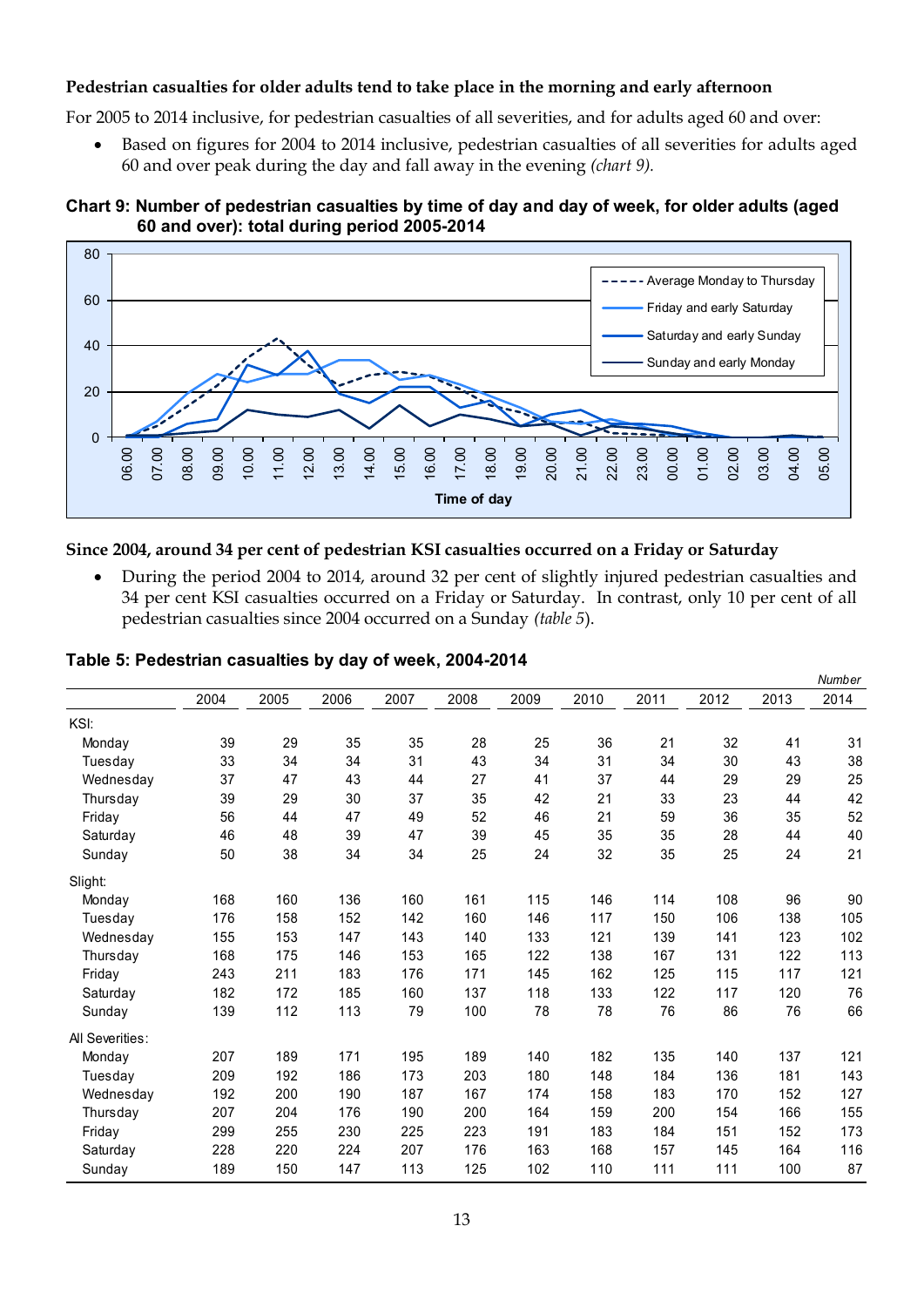**Pedestrian casualties for older adults tend to take place in the morning and early afternoon**

For 2005 to 2014 inclusive, for pedestrian casualties of all severities, and for adults aged 60 and over:

- Based on figures for 2004 to 2014 inclusive, pedestrian casualties of all severities for adults aged 60 and over peak during the day and fall away in the evening *(chart 9).*

**Chart 9: Number of pedestrian casualties by time of day and day of week, for older adults (aged 60 and over): total during period 2005-2014**

**Since 2004, around 34 per cent of pedestrian KSI casualties occurred on a Friday or Saturday**

- During the period 2004 to 2014, around 32 per cent of slightly injured pedestrian casualties and 34 per cent KSI casualties occurred on a Friday or Saturday. In contrast, only 10 per cent of all pedestrian casualties since 2004 occurred on a Sunday *(table 5).*

**Table 5: Pedestrian casualties by day of week, 2004-2014**

*Number*

| | 2004 | 2005 | 2006 | 2007 | 2008 | 2009 | 2010 | 2011 | 2012 | 2013 | 2014 |
|---|---|---|---|---|---|---|---|---|---|---|---|
| KSI: | | | | | | | | | | | |
| Monday | 39 | 29 | 35 | 35 | 28 | 25 | 36 | 21 | 32 | 41 | 31 |
| Tuesday | 33 | 34 | 34 | 31 | 43 | 34 | 31 | 34 | 30 | 43 | 38 |
| Wednesday | 37 | 47 | 43 | 44 | 27 | 41 | 37 | 44 | 29 | 29 | 25 |
| Thursday | 39 | 29 | 30 | 37 | 35 | 42 | 21 | 33 | 23 | 44 | 42 |
| Friday | 56 | 44 | 47 | 49 | 52 | 46 | 21 | 59 | 36 | 35 | 52 |
| Saturday | 46 | 48 | 39 | 47 | 39 | 45 | 35 | 35 | 28 | 44 | 40 |
| Sunday | 50 | 38 | 34 | 34 | 25 | 24 | 32 | 35 | 25 | 24 | 21 |
| Slight: | | | | | | | | | | | |
| Monday | 168 | 160 | 136 | 160 | 161 | 115 | 146 | 114 | 108 | 96 | 90 |
| Tuesday | 176 | 158 | 152 | 142 | 160 | 146 | 117 | 150 | 106 | 138 | 105 |
| Wednesday | 155 | 153 | 147 | 143 | 140 | 133 | 121 | 139 | 141 | 123 | 102 |
| Thursday | 168 | 175 | 146 | 153 | 165 | 122 | 138 | 167 | 131 | 122 | 113 |
| Friday | 243 | 211 | 183 | 176 | 171 | 145 | 162 | 125 | 115 | 117 | 121 |
| Saturday | 182 | 172 | 185 | 160 | 137 | 118 | 133 | 122 | 117 | 120 | 76 |
| Sunday | 139 | 112 | 113 | 79 | 100 | 78 | 78 | 76 | 86 | 76 | 66 |
| All Severities: | | | | | | | | | | | |
| Monday | 207 | 189 | 171 | 195 | 189 | 140 | 182 | 135 | 140 | 137 | 121 |
| Tuesday | 209 | 192 | 186 | 173 | 203 | 180 | 148 | 184 | 136 | 181 | 143 |
| Wednesday | 192 | 200 | 190 | 187 | 167 | 174 | 158 | 183 | 170 | 152 | 127 |
| Thursday | 207 | 204 | 176 | 190 | 200 | 164 | 159 | 200 | 154 | 166 | 155 |
| Friday | 299 | 255 | 230 | 225 | 223 | 191 | 183 | 184 | 151 | 152 | 173 |
| Saturday | 228 | 220 | 224 | 207 | 176 | 163 | 168 | 157 | 145 | 164 | 116 |
| Sunday | 189 | 150 | 147 | 113 | 125 | 102 | 110 | 111 | 111 | 100 | 87 |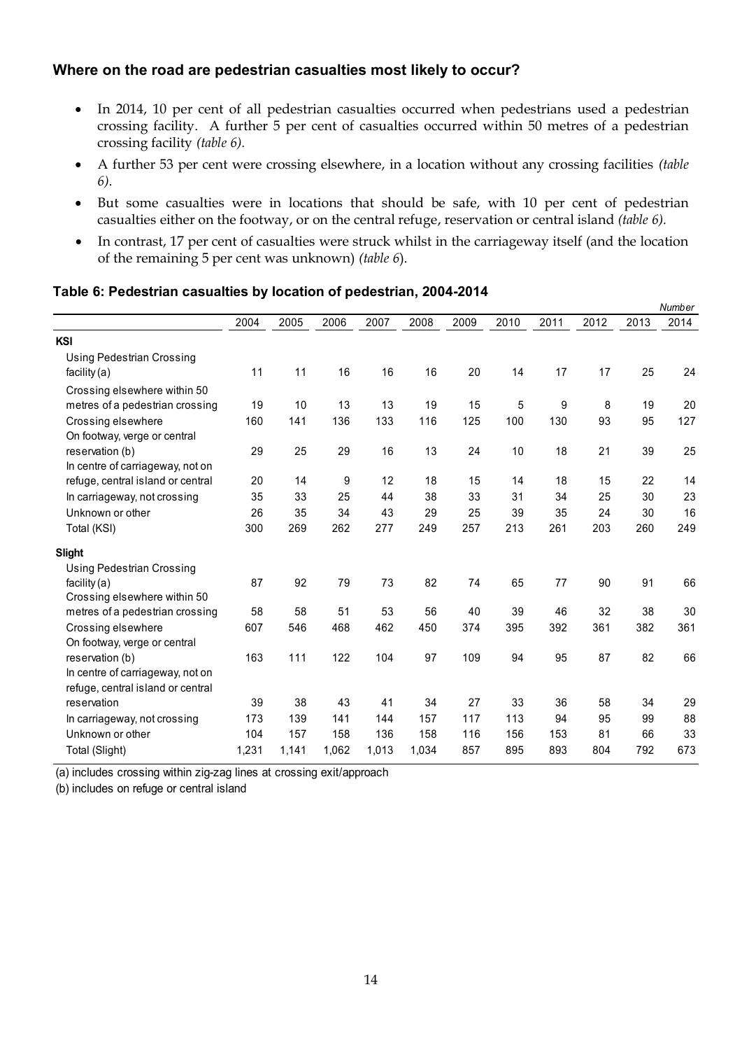### Where on the road are pedestrian casualties most likely to occur?

- In 2014, 10 per cent of all pedestrian casualties occurred when pedestrians used a pedestrian crossing facility. A further 5 per cent of casualties occurred within 50 metres of a pedestrian crossing facility *(table 6).*
- A further 53 per cent were crossing elsewhere, in a location without any crossing facilities *(table 6).*
- But some casualties were in locations that should be safe, with 10 per cent of pedestrian casualties either on the footway, or on the central refuge, reservation or central island *(table 6).*
- In contrast, 17 per cent of casualties were struck whilst in the carriageway itself (and the location of the remaining 5 per cent was unknown) *(table 6).*

**Table 6: Pedestrian casualties by location of pedestrian, 2004-2014**

*Number*

| | 2004 | 2005 | 2006 | 2007 | 2008 | 2009 | 2010 | 2011 | 2012 | 2013 | 2014 |
|---|---|---|---|---|---|---|---|---|---|---|---|
| **KSI** | | | | | | | | | | | |
| Using Pedestrian Crossing facility (a) | 11 | 11 | 16 | 16 | 16 | 20 | 14 | 17 | 17 | 25 | 24 |
| Crossing elsewhere within 50 metres of a pedestrian crossing | 19 | 10 | 13 | 13 | 19 | 15 | 5 | 9 | 8 | 19 | 20 |
| Crossing elsewhere | 160 | 141 | 136 | 133 | 116 | 125 | 100 | 130 | 93 | 95 | 127 |
| On footway, verge or central reservation (b) | 29 | 25 | 29 | 16 | 13 | 24 | 10 | 18 | 21 | 39 | 25 |
| In centre of carriageway, not on refuge, central island or central | 20 | 14 | 9 | 12 | 18 | 15 | 14 | 18 | 15 | 22 | 14 |
| In carriageway, not crossing | 35 | 33 | 25 | 44 | 38 | 33 | 31 | 34 | 25 | 30 | 23 |
| Unknown or other | 26 | 35 | 34 | 43 | 29 | 25 | 39 | 35 | 24 | 30 | 16 |
| Total (KSI) | 300 | 269 | 262 | 277 | 249 | 257 | 213 | 261 | 203 | 260 | 249 |
| **Slight** | | | | | | | | | | | |
| Using Pedestrian Crossing facility (a) | 87 | 92 | 79 | 73 | 82 | 74 | 65 | 77 | 90 | 91 | 66 |
| Crossing elsewhere within 50 metres of a pedestrian crossing | 58 | 58 | 51 | 53 | 56 | 40 | 39 | 46 | 32 | 38 | 30 |
| Crossing elsewhere | 607 | 546 | 468 | 462 | 450 | 374 | 395 | 392 | 361 | 382 | 361 |
| On footway, verge or central reservation (b) | 163 | 111 | 122 | 104 | 97 | 109 | 94 | 95 | 87 | 82 | 66 |
| In centre of carriageway, not on refuge, central island or central reservation | 39 | 38 | 43 | 41 | 34 | 27 | 33 | 36 | 58 | 34 | 29 |
| In carriageway, not crossing | 173 | 139 | 141 | 144 | 157 | 117 | 113 | 94 | 95 | 99 | 88 |
| Unknown or other | 104 | 157 | 158 | 136 | 158 | 116 | 156 | 153 | 81 | 66 | 33 |
| Total (Slight) | 1,231 | 1,141 | 1,062 | 1,013 | 1,034 | 857 | 895 | 893 | 804 | 792 | 673 |

(a) includes crossing within zig-zag lines at crossing exit/approach

(b) includes on refuge or central island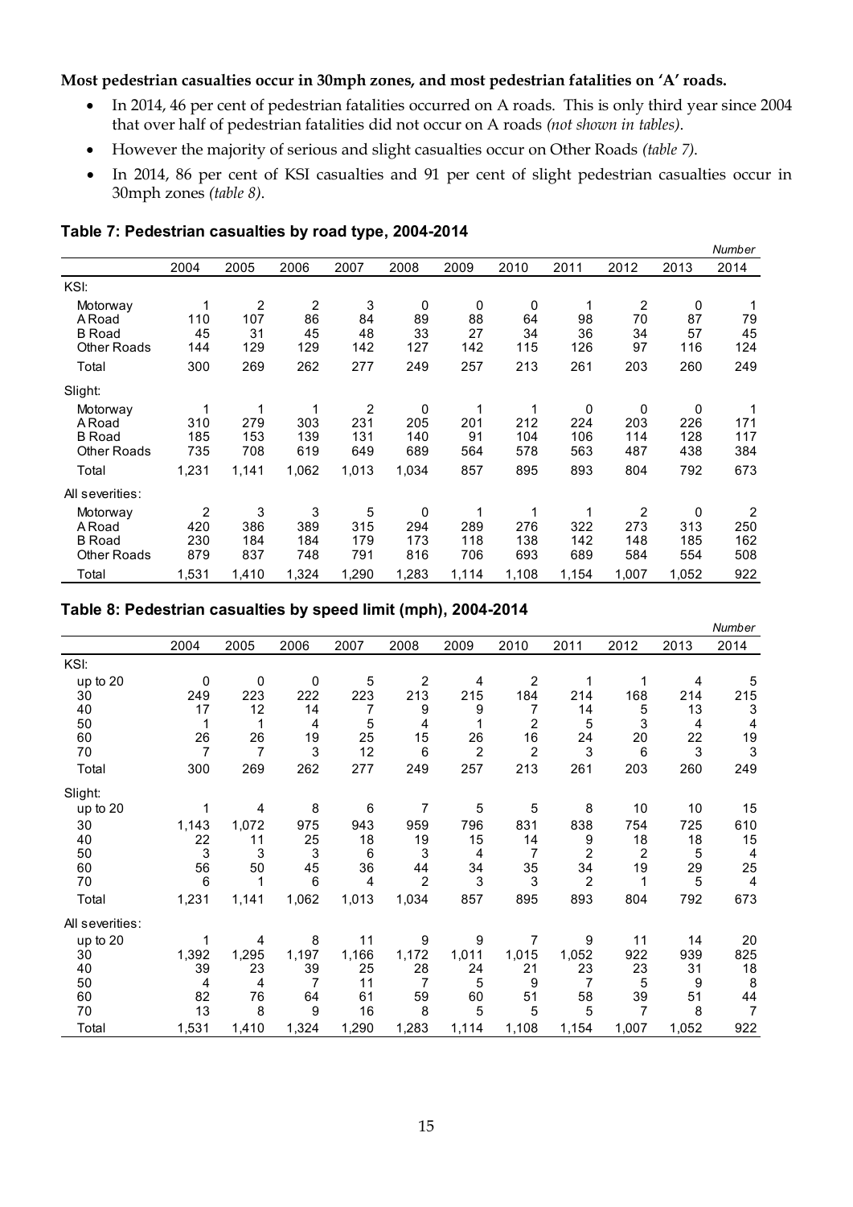**Most pedestrian casualties occur in 30mph zones, and most pedestrian fatalities on 'A' roads.**

- In 2014, 46 per cent of pedestrian fatalities occurred on A roads. This is only third year since 2004 that over half of pedestrian fatalities did not occur on A roads *(not shown in tables)*.
- However the majority of serious and slight casualties occur on Other Roads *(table 7)*.
- In 2014, 86 per cent of KSI casualties and 91 per cent of slight pedestrian casualties occur in 30mph zones *(table 8)*.

**Table 7: Pedestrian casualties by road type, 2004-2014**

*Number*

| | 2004 | 2005 | 2006 | 2007 | 2008 | 2009 | 2010 | 2011 | 2012 | 2013 | 2014 |
|---|---|---|---|---|---|---|---|---|---|---|---|
| KSI: | | | | | | | | | | | |
| Motorway | 1 | 2 | 2 | 3 | 0 | 0 | 0 | 1 | 2 | 0 | 1 |
| A Road | 110 | 107 | 86 | 84 | 89 | 88 | 64 | 98 | 70 | 87 | 79 |
| B Road | 45 | 31 | 45 | 48 | 33 | 27 | 34 | 36 | 34 | 57 | 45 |
| Other Roads | 144 | 129 | 129 | 142 | 127 | 142 | 115 | 126 | 97 | 116 | 124 |
| Total | 300 | 269 | 262 | 277 | 249 | 257 | 213 | 261 | 203 | 260 | 249 |
| Slight: | | | | | | | | | | | |
| Motorway | 1 | 1 | 1 | 2 | 0 | 1 | 1 | 0 | 0 | 0 | 1 |
| A Road | 310 | 279 | 303 | 231 | 205 | 201 | 212 | 224 | 203 | 226 | 171 |
| B Road | 185 | 153 | 139 | 131 | 140 | 91 | 104 | 106 | 114 | 128 | 117 |
| Other Roads | 735 | 708 | 619 | 649 | 689 | 564 | 578 | 563 | 487 | 438 | 384 |
| Total | 1,231 | 1,141 | 1,062 | 1,013 | 1,034 | 857 | 895 | 893 | 804 | 792 | 673 |
| All severities: | | | | | | | | | | | |
| Motorway | 2 | 3 | 3 | 5 | 0 | 1 | 1 | 1 | 2 | 0 | 2 |
| A Road | 420 | 386 | 389 | 315 | 294 | 289 | 276 | 322 | 273 | 313 | 250 |
| B Road | 230 | 184 | 184 | 179 | 173 | 118 | 138 | 142 | 148 | 185 | 162 |
| Other Roads | 879 | 837 | 748 | 791 | 816 | 706 | 693 | 689 | 584 | 554 | 508 |
| Total | 1,531 | 1,410 | 1,324 | 1,290 | 1,283 | 1,114 | 1,108 | 1,154 | 1,007 | 1,052 | 922 |

**Table 8: Pedestrian casualties by speed limit (mph), 2004-2014**

*Number*

| | 2004 | 2005 | 2006 | 2007 | 2008 | 2009 | 2010 | 2011 | 2012 | 2013 | 2014 |
|---|---|---|---|---|---|---|---|---|---|---|---|
| KSI: | | | | | | | | | | | |
| up to 20 | 0 | 0 | 0 | 5 | 2 | 4 | 2 | 1 | 1 | 4 | 5 |
| 30 | 249 | 223 | 222 | 223 | 213 | 215 | 184 | 214 | 168 | 214 | 215 |
| 40 | 17 | 12 | 14 | 7 | 9 | 9 | 7 | 14 | 5 | 13 | 3 |
| 50 | 1 | 1 | 4 | 5 | 4 | 1 | 2 | 5 | 3 | 4 | 4 |
| 60 | 26 | 26 | 19 | 25 | 15 | 26 | 16 | 24 | 20 | 22 | 19 |
| 70 | 7 | 7 | 3 | 12 | 6 | 2 | 2 | 3 | 6 | 3 | 3 |
| Total | 300 | 269 | 262 | 277 | 249 | 257 | 213 | 261 | 203 | 260 | 249 |
| Slight: | | | | | | | | | | | |
| up to 20 | 1 | 4 | 8 | 6 | 7 | 5 | 5 | 8 | 10 | 10 | 15 |
| 30 | 1,143 | 1,072 | 975 | 943 | 959 | 796 | 831 | 838 | 754 | 725 | 610 |
| 40 | 22 | 11 | 25 | 18 | 19 | 15 | 14 | 9 | 18 | 18 | 15 |
| 50 | 3 | 3 | 3 | 6 | 3 | 4 | 7 | 2 | 2 | 5 | 4 |
| 60 | 56 | 50 | 45 | 36 | 44 | 34 | 35 | 34 | 19 | 29 | 25 |
| 70 | 6 | 1 | 6 | 4 | 2 | 3 | 3 | 2 | 1 | 5 | 4 |
| Total | 1,231 | 1,141 | 1,062 | 1,013 | 1,034 | 857 | 895 | 893 | 804 | 792 | 673 |
| All severities: | | | | | | | | | | | |
| up to 20 | 1 | 4 | 8 | 11 | 9 | 9 | 7 | 9 | 11 | 14 | 20 |
| 30 | 1,392 | 1,295 | 1,197 | 1,166 | 1,172 | 1,011 | 1,015 | 1,052 | 922 | 939 | 825 |
| 40 | 39 | 23 | 39 | 25 | 28 | 24 | 21 | 23 | 23 | 31 | 18 |
| 50 | 4 | 4 | 7 | 11 | 7 | 5 | 9 | 7 | 5 | 9 | 8 |
| 60 | 82 | 76 | 64 | 61 | 59 | 60 | 51 | 58 | 39 | 51 | 44 |
| 70 | 13 | 8 | 9 | 16 | 8 | 5 | 5 | 5 | 7 | 8 | 7 |
| Total | 1,531 | 1,410 | 1,324 | 1,290 | 1,283 | 1,114 | 1,108 | 1,154 | 1,007 | 1,052 | 922 |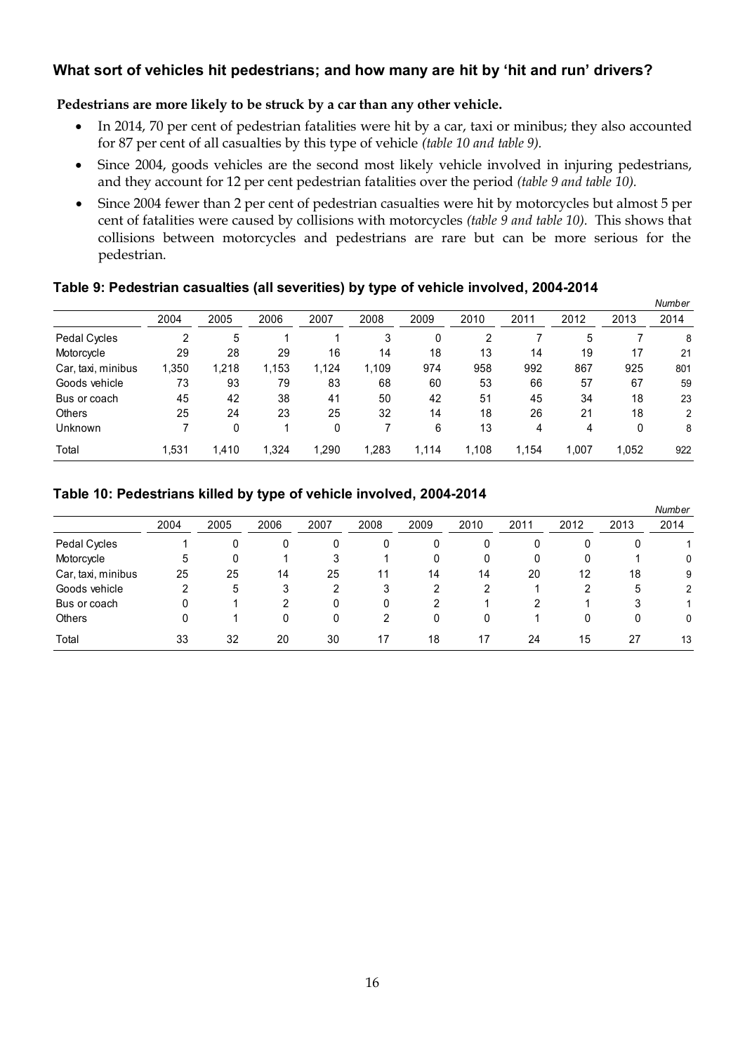### What sort of vehicles hit pedestrians; and how many are hit by 'hit and run' drivers?

**Pedestrians are more likely to be struck by a car than any other vehicle.**

- In 2014, 70 per cent of pedestrian fatalities were hit by a car, taxi or minibus; they also accounted for 87 per cent of all casualties by this type of vehicle *(table 10 and table 9).*
- Since 2004, goods vehicles are the second most likely vehicle involved in injuring pedestrians, and they account for 12 per cent pedestrian fatalities over the period *(table 9 and table 10).*
- Since 2004 fewer than 2 per cent of pedestrian casualties were hit by motorcycles but almost 5 per cent of fatalities were caused by collisions with motorcycles *(table 9 and table 10).* This shows that collisions between motorcycles and pedestrians are rare but can be more serious for the pedestrian.

**Table 9: Pedestrian casualties (all severities) by type of vehicle involved, 2004-2014**

*Number*

| | 2004 | 2005 | 2006 | 2007 | 2008 | 2009 | 2010 | 2011 | 2012 | 2013 | 2014 |
|---|---|---|---|---|---|---|---|---|---|---|---|
| Pedal Cycles | 2 | 5 | 1 | 1 | 3 | 0 | 2 | 7 | 5 | 7 | 8 |
| Motorcycle | 29 | 28 | 29 | 16 | 14 | 18 | 13 | 14 | 19 | 17 | 21 |
| Car, taxi, minibus | 1,350 | 1,218 | 1,153 | 1,124 | 1,109 | 974 | 958 | 992 | 867 | 925 | 801 |
| Goods vehicle | 73 | 93 | 79 | 83 | 68 | 60 | 53 | 66 | 57 | 67 | 59 |
| Bus or coach | 45 | 42 | 38 | 41 | 50 | 42 | 51 | 45 | 34 | 18 | 23 |
| Others | 25 | 24 | 23 | 25 | 32 | 14 | 18 | 26 | 21 | 18 | 2 |
| Unknown | 7 | 0 | 1 | 0 | 7 | 6 | 13 | 4 | 4 | 0 | 8 |
| Total | 1,531 | 1,410 | 1,324 | 1,290 | 1,283 | 1,114 | 1,108 | 1,154 | 1,007 | 1,052 | 922 |

**Table 10: Pedestrians killed by type of vehicle involved, 2004-2014**

*Number*

| | 2004 | 2005 | 2006 | 2007 | 2008 | 2009 | 2010 | 2011 | 2012 | 2013 | 2014 |
|---|---|---|---|---|---|---|---|---|---|---|---|
| Pedal Cycles | 1 | 0 | 0 | 0 | 0 | 0 | 0 | 0 | 0 | 0 | 1 |
| Motorcycle | 5 | 0 | 1 | 3 | 1 | 0 | 0 | 0 | 0 | 1 | 0 |
| Car, taxi, minibus | 25 | 25 | 14 | 25 | 11 | 14 | 14 | 20 | 12 | 18 | 9 |
| Goods vehicle | 2 | 5 | 3 | 2 | 3 | 2 | 2 | 1 | 2 | 5 | 2 |
| Bus or coach | 0 | 1 | 2 | 0 | 0 | 2 | 1 | 2 | 1 | 3 | 1 |
| Others | 0 | 1 | 0 | 0 | 2 | 0 | 0 | 1 | 0 | 0 | 0 |
| Total | 33 | 32 | 20 | 30 | 17 | 18 | 17 | 24 | 15 | 27 | 13 |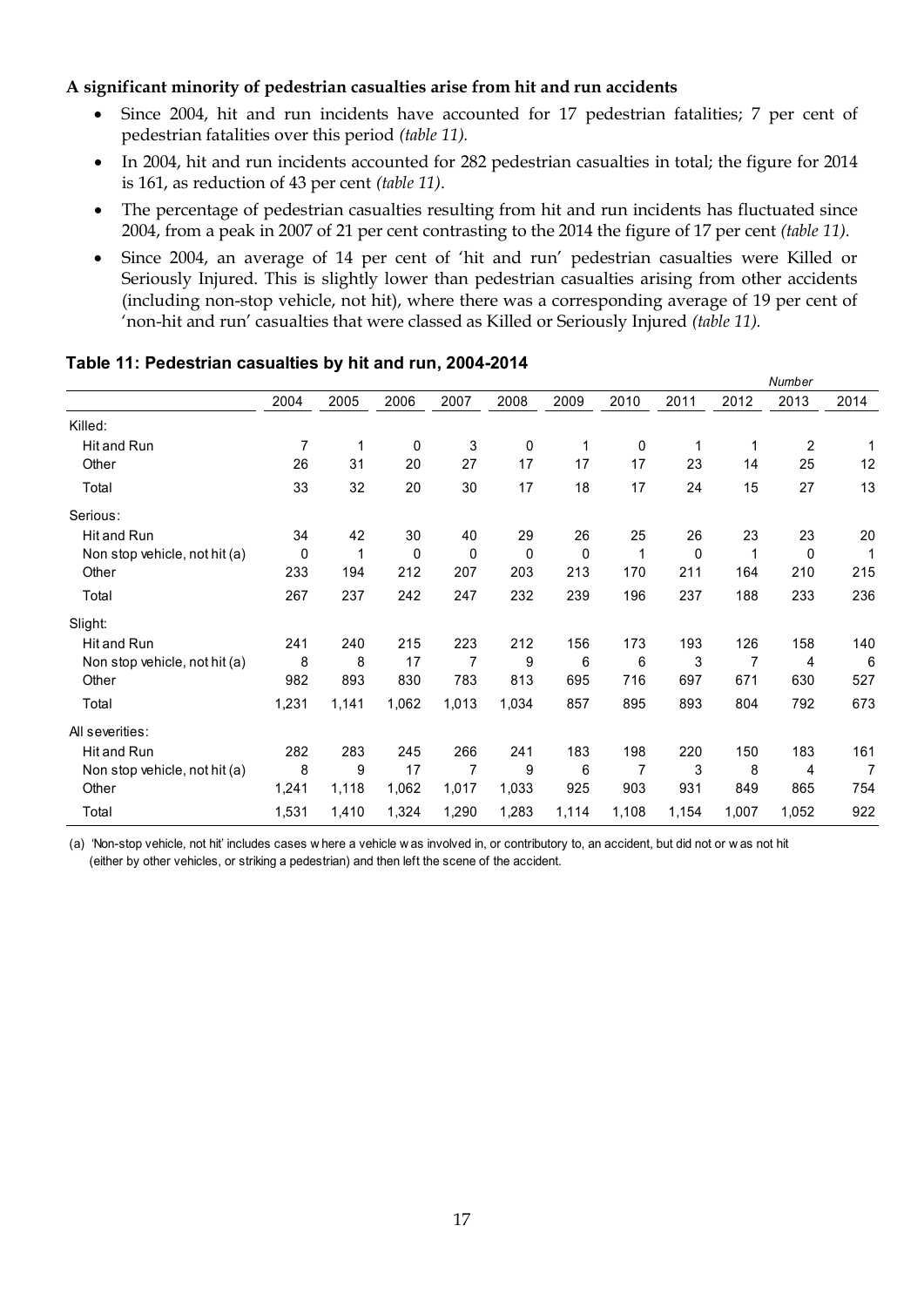**A significant minority of pedestrian casualties arise from hit and run accidents**

- Since 2004, hit and run incidents have accounted for 17 pedestrian fatalities; 7 per cent of pedestrian fatalities over this period *(table 11).*
- In 2004, hit and run incidents accounted for 282 pedestrian casualties in total; the figure for 2014 is 161, as reduction of 43 per cent *(table 11)*.
- The percentage of pedestrian casualties resulting from hit and run incidents has fluctuated since 2004, from a peak in 2007 of 21 per cent contrasting to the 2014 the figure of 17 per cent *(table 11).*
- Since 2004, an average of 14 per cent of 'hit and run' pedestrian casualties were Killed or Seriously Injured. This is slightly lower than pedestrian casualties arising from other accidents (including non-stop vehicle, not hit), where there was a corresponding average of 19 per cent of 'non-hit and run' casualties that were classed as Killed or Seriously Injured *(table 11).*

### Table 11: Pedestrian casualties by hit and run, 2004-2014

*Number*

| | 2004 | 2005 | 2006 | 2007 | 2008 | 2009 | 2010 | 2011 | 2012 | 2013 | 2014 |
|---|---|---|---|---|---|---|---|---|---|---|---|
| Killed: | | | | | | | | | | | |
| Hit and Run | 7 | 1 | 0 | 3 | 0 | 1 | 0 | 1 | 1 | 2 | 1 |
| Other | 26 | 31 | 20 | 27 | 17 | 17 | 17 | 23 | 14 | 25 | 12 |
| Total | 33 | 32 | 20 | 30 | 17 | 18 | 17 | 24 | 15 | 27 | 13 |
| Serious: | | | | | | | | | | | |
| Hit and Run | 34 | 42 | 30 | 40 | 29 | 26 | 25 | 26 | 23 | 23 | 20 |
| Non stop vehicle, not hit (a) | 0 | 1 | 0 | 0 | 0 | 0 | 1 | 0 | 1 | 0 | 1 |
| Other | 233 | 194 | 212 | 207 | 203 | 213 | 170 | 211 | 164 | 210 | 215 |
| Total | 267 | 237 | 242 | 247 | 232 | 239 | 196 | 237 | 188 | 233 | 236 |
| Slight: | | | | | | | | | | | |
| Hit and Run | 241 | 240 | 215 | 223 | 212 | 156 | 173 | 193 | 126 | 158 | 140 |
| Non stop vehicle, not hit (a) | 8 | 8 | 17 | 7 | 9 | 6 | 6 | 3 | 7 | 4 | 6 |
| Other | 982 | 893 | 830 | 783 | 813 | 695 | 716 | 697 | 671 | 630 | 527 |
| Total | 1,231 | 1,141 | 1,062 | 1,013 | 1,034 | 857 | 895 | 893 | 804 | 792 | 673 |
| All severities: | | | | | | | | | | | |
| Hit and Run | 282 | 283 | 245 | 266 | 241 | 183 | 198 | 220 | 150 | 183 | 161 |
| Non stop vehicle, not hit (a) | 8 | 9 | 17 | 7 | 9 | 6 | 7 | 3 | 8 | 4 | 7 |
| Other | 1,241 | 1,118 | 1,062 | 1,017 | 1,033 | 925 | 903 | 931 | 849 | 865 | 754 |
| Total | 1,531 | 1,410 | 1,324 | 1,290 | 1,283 | 1,114 | 1,108 | 1,154 | 1,007 | 1,052 | 922 |

(a) 'Non-stop vehicle, not hit' includes cases where a vehicle was involved in, or contributory to, an accident, but did not or was not hit (either by other vehicles, or striking a pedestrian) and then left the scene of the accident.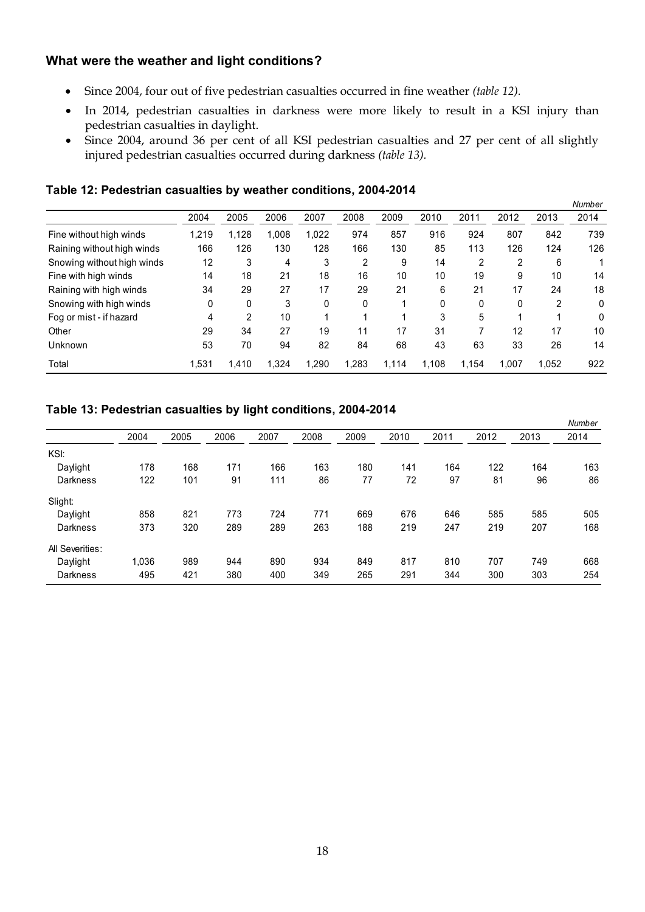### What were the weather and light conditions?

- Since 2004, four out of five pedestrian casualties occurred in fine weather *(table 12).*
- In 2014, pedestrian casualties in darkness were more likely to result in a KSI injury than pedestrian casualties in daylight.
- Since 2004, around 36 per cent of all KSI pedestrian casualties and 27 per cent of all slightly injured pedestrian casualties occurred during darkness *(table 13).*

#### Table 12: Pedestrian casualties by weather conditions, 2004-2014

*Number*

| | 2004 | 2005 | 2006 | 2007 | 2008 | 2009 | 2010 | 2011 | 2012 | 2013 | 2014 |
|---|---|---|---|---|---|---|---|---|---|---|---|
| Fine without high winds | 1,219 | 1,128 | 1,008 | 1,022 | 974 | 857 | 916 | 924 | 807 | 842 | 739 |
| Raining without high winds | 166 | 126 | 130 | 128 | 166 | 130 | 85 | 113 | 126 | 124 | 126 |
| Snowing without high winds | 12 | 3 | 4 | 3 | 2 | 9 | 14 | 2 | 2 | 6 | 1 |
| Fine with high winds | 14 | 18 | 21 | 18 | 16 | 10 | 10 | 19 | 9 | 10 | 14 |
| Raining with high winds | 34 | 29 | 27 | 17 | 29 | 21 | 6 | 21 | 17 | 24 | 18 |
| Snowing with high winds | 0 | 0 | 3 | 0 | 0 | 1 | 0 | 0 | 0 | 2 | 0 |
| Fog or mist - if hazard | 4 | 2 | 10 | 1 | 1 | 1 | 3 | 5 | 1 | 1 | 0 |
| Other | 29 | 34 | 27 | 19 | 11 | 17 | 31 | 7 | 12 | 17 | 10 |
| Unknown | 53 | 70 | 94 | 82 | 84 | 68 | 43 | 63 | 33 | 26 | 14 |
| Total | 1,531 | 1,410 | 1,324 | 1,290 | 1,283 | 1,114 | 1,108 | 1,154 | 1,007 | 1,052 | 922 |

#### Table 13: Pedestrian casualties by light conditions, 2004-2014

*Number*

| | 2004 | 2005 | 2006 | 2007 | 2008 | 2009 | 2010 | 2011 | 2012 | 2013 | 2014 |
|---|---|---|---|---|---|---|---|---|---|---|---|
| KSI: | | | | | | | | | | | |
| Daylight | 178 | 168 | 171 | 166 | 163 | 180 | 141 | 164 | 122 | 164 | 163 |
| Darkness | 122 | 101 | 91 | 111 | 86 | 77 | 72 | 97 | 81 | 96 | 86 |
| Slight: | | | | | | | | | | | |
| Daylight | 858 | 821 | 773 | 724 | 771 | 669 | 676 | 646 | 585 | 585 | 505 |
| Darkness | 373 | 320 | 289 | 289 | 263 | 188 | 219 | 247 | 219 | 207 | 168 |
| All Severities: | | | | | | | | | | | |
| Daylight | 1,036 | 989 | 944 | 890 | 934 | 849 | 817 | 810 | 707 | 749 | 668 |
| Darkness | 495 | 421 | 380 | 400 | 349 | 265 | 291 | 344 | 300 | 303 | 254 |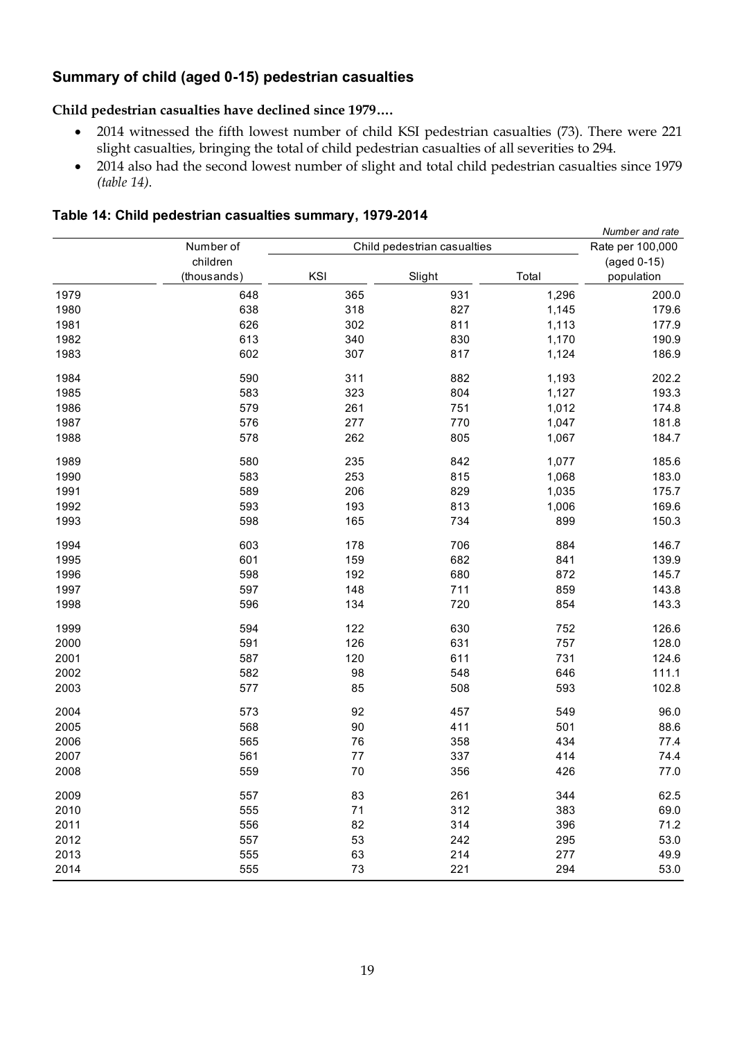## Summary of child (aged 0-15) pedestrian casualties

**Child pedestrian casualties have declined since 1979….**

- 2014 witnessed the fifth lowest number of child KSI pedestrian casualties (73). There were 221 slight casualties, bringing the total of child pedestrian casualties of all severities to 294.
- 2014 also had the second lowest number of slight and total child pedestrian casualties since 1979 *(table 14)*.

### Table 14: Child pedestrian casualties summary, 1979-2014

*Number and rate*

| | Number of children (thousands) | Child pedestrian casualties | | | Rate per 100,000 (aged 0-15) population |
|---|---|---|---|---|---|
| | | KSI | Slight | Total | |
| 1979 | 648 | 365 | 931 | 1,296 | 200.0 |
| 1980 | 638 | 318 | 827 | 1,145 | 179.6 |
| 1981 | 626 | 302 | 811 | 1,113 | 177.9 |
| 1982 | 613 | 340 | 830 | 1,170 | 190.9 |
| 1983 | 602 | 307 | 817 | 1,124 | 186.9 |
| 1984 | 590 | 311 | 882 | 1,193 | 202.2 |
| 1985 | 583 | 323 | 804 | 1,127 | 193.3 |
| 1986 | 579 | 261 | 751 | 1,012 | 174.8 |
| 1987 | 576 | 277 | 770 | 1,047 | 181.8 |
| 1988 | 578 | 262 | 805 | 1,067 | 184.7 |
| 1989 | 580 | 235 | 842 | 1,077 | 185.6 |
| 1990 | 583 | 253 | 815 | 1,068 | 183.0 |
| 1991 | 589 | 206 | 829 | 1,035 | 175.7 |
| 1992 | 593 | 193 | 813 | 1,006 | 169.6 |
| 1993 | 598 | 165 | 734 | 899 | 150.3 |
| 1994 | 603 | 178 | 706 | 884 | 146.7 |
| 1995 | 601 | 159 | 682 | 841 | 139.9 |
| 1996 | 598 | 192 | 680 | 872 | 145.7 |
| 1997 | 597 | 148 | 711 | 859 | 143.8 |
| 1998 | 596 | 134 | 720 | 854 | 143.3 |
| 1999 | 594 | 122 | 630 | 752 | 126.6 |
| 2000 | 591 | 126 | 631 | 757 | 128.0 |
| 2001 | 587 | 120 | 611 | 731 | 124.6 |
| 2002 | 582 | 98 | 548 | 646 | 111.1 |
| 2003 | 577 | 85 | 508 | 593 | 102.8 |
| 2004 | 573 | 92 | 457 | 549 | 96.0 |
| 2005 | 568 | 90 | 411 | 501 | 88.6 |
| 2006 | 565 | 76 | 358 | 434 | 77.4 |
| 2007 | 561 | 77 | 337 | 414 | 74.4 |
| 2008 | 559 | 70 | 356 | 426 | 77.0 |
| 2009 | 557 | 83 | 261 | 344 | 62.5 |
| 2010 | 555 | 71 | 312 | 383 | 69.0 |
| 2011 | 556 | 82 | 314 | 396 | 71.2 |
| 2012 | 557 | 53 | 242 | 295 | 53.0 |
| 2013 | 555 | 63 | 214 | 277 | 49.9 |
| 2014 | 555 | 73 | 221 | 294 | 53.0 |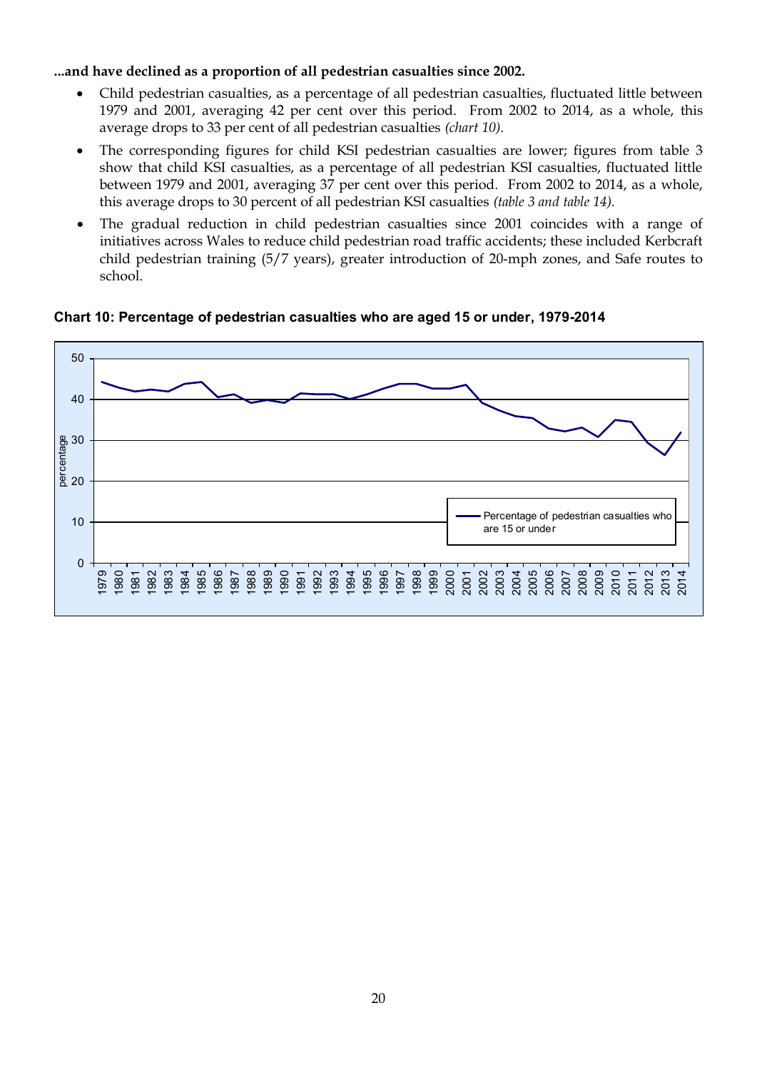**...and have declined as a proportion of all pedestrian casualties since 2002.**

- Child pedestrian casualties, as a percentage of all pedestrian casualties, fluctuated little between 1979 and 2001, averaging 42 per cent over this period. From 2002 to 2014, as a whole, this average drops to 33 per cent of all pedestrian casualties *(chart 10).*
- The corresponding figures for child KSI pedestrian casualties are lower; figures from table 3 show that child KSI casualties, as a percentage of all pedestrian KSI casualties, fluctuated little between 1979 and 2001, averaging 37 per cent over this period. From 2002 to 2014, as a whole, this average drops to 30 percent of all pedestrian KSI casualties *(table 3 and table 14).*
- The gradual reduction in child pedestrian casualties since 2001 coincides with a range of initiatives across Wales to reduce child pedestrian road traffic accidents; these included Kerbcraft child pedestrian training (5/7 years), greater introduction of 20-mph zones, and Safe routes to school.

**Chart 10: Percentage of pedestrian casualties who are aged 15 or under, 1979-2014**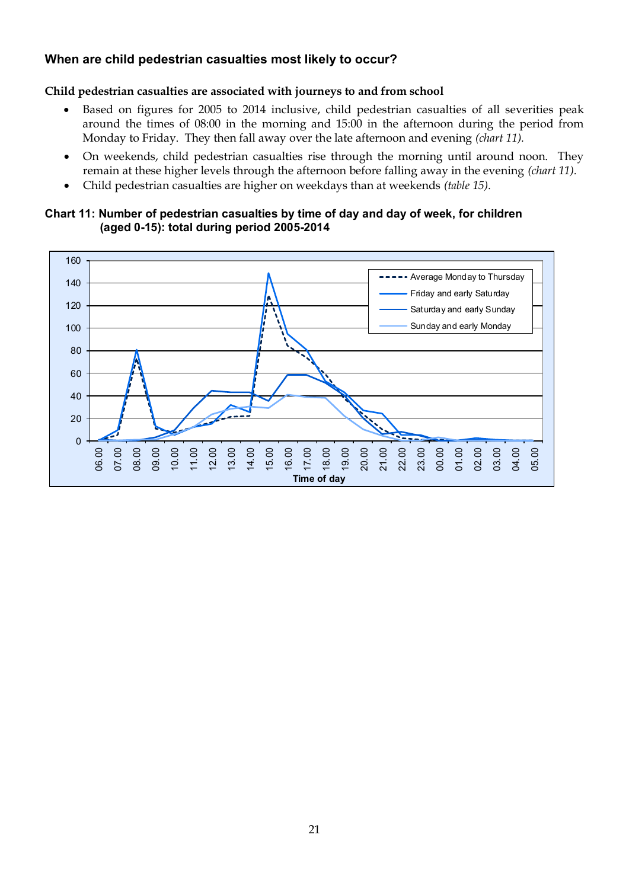## When are child pedestrian casualties most likely to occur?

**Child pedestrian casualties are associated with journeys to and from school**

- Based on figures for 2005 to 2014 inclusive, child pedestrian casualties of all severities peak around the times of 08:00 in the morning and 15:00 in the afternoon during the period from Monday to Friday. They then fall away over the late afternoon and evening *(chart 11).*
- On weekends, child pedestrian casualties rise through the morning until around noon. They remain at these higher levels through the afternoon before falling away in the evening *(chart 11).*
- Child pedestrian casualties are higher on weekdays than at weekends *(table 15).*

**Chart 11: Number of pedestrian casualties by time of day and day of week, for children (aged 0-15): total during period 2005-2014**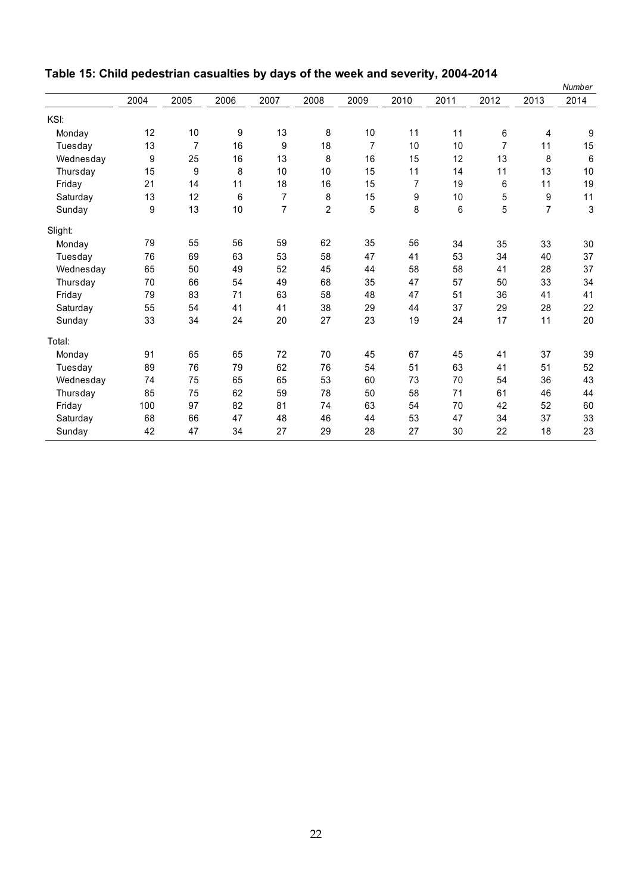**Table 15: Child pedestrian casualties by days of the week and severity, 2004-2014**

*Number*

| | 2004 | 2005 | 2006 | 2007 | 2008 | 2009 | 2010 | 2011 | 2012 | 2013 | 2014 |
|---|---|---|---|---|---|---|---|---|---|---|---|
| KSI: | | | | | | | | | | | |
| Monday | 12 | 10 | 9 | 13 | 8 | 10 | 11 | 11 | 6 | 4 | 9 |
| Tuesday | 13 | 7 | 16 | 9 | 18 | 7 | 10 | 10 | 7 | 11 | 15 |
| Wednesday | 9 | 25 | 16 | 13 | 8 | 16 | 15 | 12 | 13 | 8 | 6 |
| Thursday | 15 | 9 | 8 | 10 | 10 | 15 | 11 | 14 | 11 | 13 | 10 |
| Friday | 21 | 14 | 11 | 18 | 16 | 15 | 7 | 19 | 6 | 11 | 19 |
| Saturday | 13 | 12 | 6 | 7 | 8 | 15 | 9 | 10 | 5 | 9 | 11 |
| Sunday | 9 | 13 | 10 | 7 | 2 | 5 | 8 | 6 | 5 | 7 | 3 |
| Slight: | | | | | | | | | | | |
| Monday | 79 | 55 | 56 | 59 | 62 | 35 | 56 | 34 | 35 | 33 | 30 |
| Tuesday | 76 | 69 | 63 | 53 | 58 | 47 | 41 | 53 | 34 | 40 | 37 |
| Wednesday | 65 | 50 | 49 | 52 | 45 | 44 | 58 | 58 | 41 | 28 | 37 |
| Thursday | 70 | 66 | 54 | 49 | 68 | 35 | 47 | 57 | 50 | 33 | 34 |
| Friday | 79 | 83 | 71 | 63 | 58 | 48 | 47 | 51 | 36 | 41 | 41 |
| Saturday | 55 | 54 | 41 | 41 | 38 | 29 | 44 | 37 | 29 | 28 | 22 |
| Sunday | 33 | 34 | 24 | 20 | 27 | 23 | 19 | 24 | 17 | 11 | 20 |
| Total: | | | | | | | | | | | |
| Monday | 91 | 65 | 65 | 72 | 70 | 45 | 67 | 45 | 41 | 37 | 39 |
| Tuesday | 89 | 76 | 79 | 62 | 76 | 54 | 51 | 63 | 41 | 51 | 52 |
| Wednesday | 74 | 75 | 65 | 65 | 53 | 60 | 73 | 70 | 54 | 36 | 43 |
| Thursday | 85 | 75 | 62 | 59 | 78 | 50 | 58 | 71 | 61 | 46 | 44 |
| Friday | 100 | 97 | 82 | 81 | 74 | 63 | 54 | 70 | 42 | 52 | 60 |
| Saturday | 68 | 66 | 47 | 48 | 46 | 44 | 53 | 47 | 34 | 37 | 33 |
| Sunday | 42 | 47 | 34 | 27 | 29 | 28 | 27 | 30 | 22 | 18 | 23 |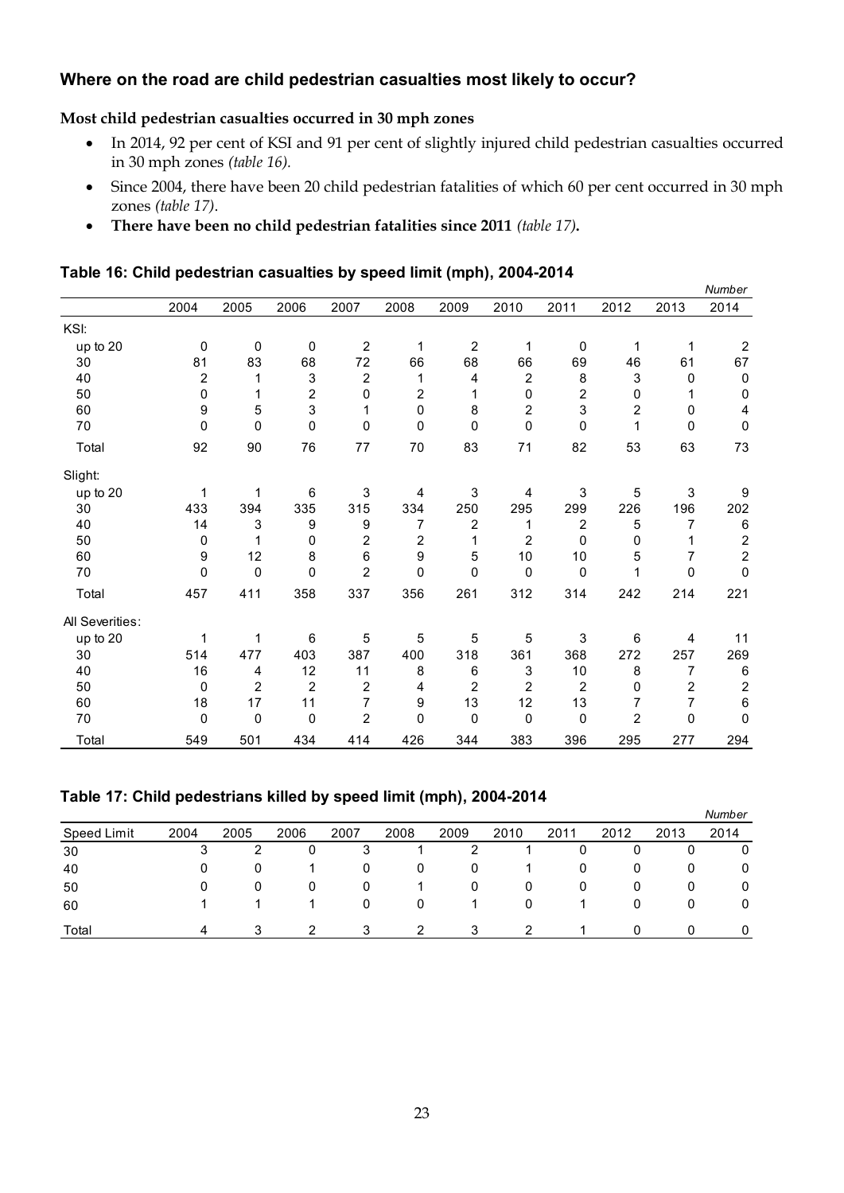### Where on the road are child pedestrian casualties most likely to occur?

**Most child pedestrian casualties occurred in 30 mph zones**

- In 2014, 92 per cent of KSI and 91 per cent of slightly injured child pedestrian casualties occurred in 30 mph zones *(table 16).*
- Since 2004, there have been 20 child pedestrian fatalities of which 60 per cent occurred in 30 mph zones *(table 17).*
- **There have been no child pedestrian fatalities since 2011** ***(table 17)*****.**

**Table 16: Child pedestrian casualties by speed limit (mph), 2004-2014**

*Number*

| | 2004 | 2005 | 2006 | 2007 | 2008 | 2009 | 2010 | 2011 | 2012 | 2013 | 2014 |
|---|---|---|---|---|---|---|---|---|---|---|---|
| KSI: | | | | | | | | | | | |
| up to 20 | 0 | 0 | 0 | 2 | 1 | 2 | 1 | 0 | 1 | 1 | 2 |
| 30 | 81 | 83 | 68 | 72 | 66 | 68 | 66 | 69 | 46 | 61 | 67 |
| 40 | 2 | 1 | 3 | 2 | 1 | 4 | 2 | 8 | 3 | 0 | 0 |
| 50 | 0 | 1 | 2 | 0 | 2 | 1 | 0 | 2 | 0 | 1 | 0 |
| 60 | 9 | 5 | 3 | 1 | 0 | 8 | 2 | 3 | 2 | 0 | 4 |
| 70 | 0 | 0 | 0 | 0 | 0 | 0 | 0 | 0 | 1 | 0 | 0 |
| Total | 92 | 90 | 76 | 77 | 70 | 83 | 71 | 82 | 53 | 63 | 73 |
| Slight: | | | | | | | | | | | |
| up to 20 | 1 | 1 | 6 | 3 | 4 | 3 | 4 | 3 | 5 | 3 | 9 |
| 30 | 433 | 394 | 335 | 315 | 334 | 250 | 295 | 299 | 226 | 196 | 202 |
| 40 | 14 | 3 | 9 | 9 | 7 | 2 | 1 | 2 | 5 | 7 | 6 |
| 50 | 0 | 1 | 0 | 2 | 2 | 1 | 2 | 0 | 0 | 1 | 2 |
| 60 | 9 | 12 | 8 | 6 | 9 | 5 | 10 | 10 | 5 | 7 | 2 |
| 70 | 0 | 0 | 0 | 2 | 0 | 0 | 0 | 0 | 1 | 0 | 0 |
| Total | 457 | 411 | 358 | 337 | 356 | 261 | 312 | 314 | 242 | 214 | 221 |
| All Severities: | | | | | | | | | | | |
| up to 20 | 1 | 1 | 6 | 5 | 5 | 5 | 5 | 3 | 6 | 4 | 11 |
| 30 | 514 | 477 | 403 | 387 | 400 | 318 | 361 | 368 | 272 | 257 | 269 |
| 40 | 16 | 4 | 12 | 11 | 8 | 6 | 3 | 10 | 8 | 7 | 6 |
| 50 | 0 | 2 | 2 | 2 | 4 | 2 | 2 | 2 | 0 | 2 | 2 |
| 60 | 18 | 17 | 11 | 7 | 9 | 13 | 12 | 13 | 7 | 7 | 6 |
| 70 | 0 | 0 | 0 | 2 | 0 | 0 | 0 | 0 | 2 | 0 | 0 |
| Total | 549 | 501 | 434 | 414 | 426 | 344 | 383 | 396 | 295 | 277 | 294 |

**Table 17: Child pedestrians killed by speed limit (mph), 2004-2014**

*Number*

| Speed Limit | 2004 | 2005 | 2006 | 2007 | 2008 | 2009 | 2010 | 2011 | 2012 | 2013 | 2014 |
|---|---|---|---|---|---|---|---|---|---|---|---|
| 30 | 3 | 2 | 0 | 3 | 1 | 2 | 1 | 0 | 0 | 0 | 0 |
| 40 | 0 | 0 | 1 | 0 | 0 | 0 | 1 | 0 | 0 | 0 | 0 |
| 50 | 0 | 0 | 0 | 0 | 1 | 0 | 0 | 0 | 0 | 0 | 0 |
| 60 | 1 | 1 | 1 | 0 | 0 | 1 | 0 | 1 | 0 | 0 | 0 |
| Total | 4 | 3 | 2 | 3 | 2 | 3 | 2 | 1 | 0 | 0 | 0 |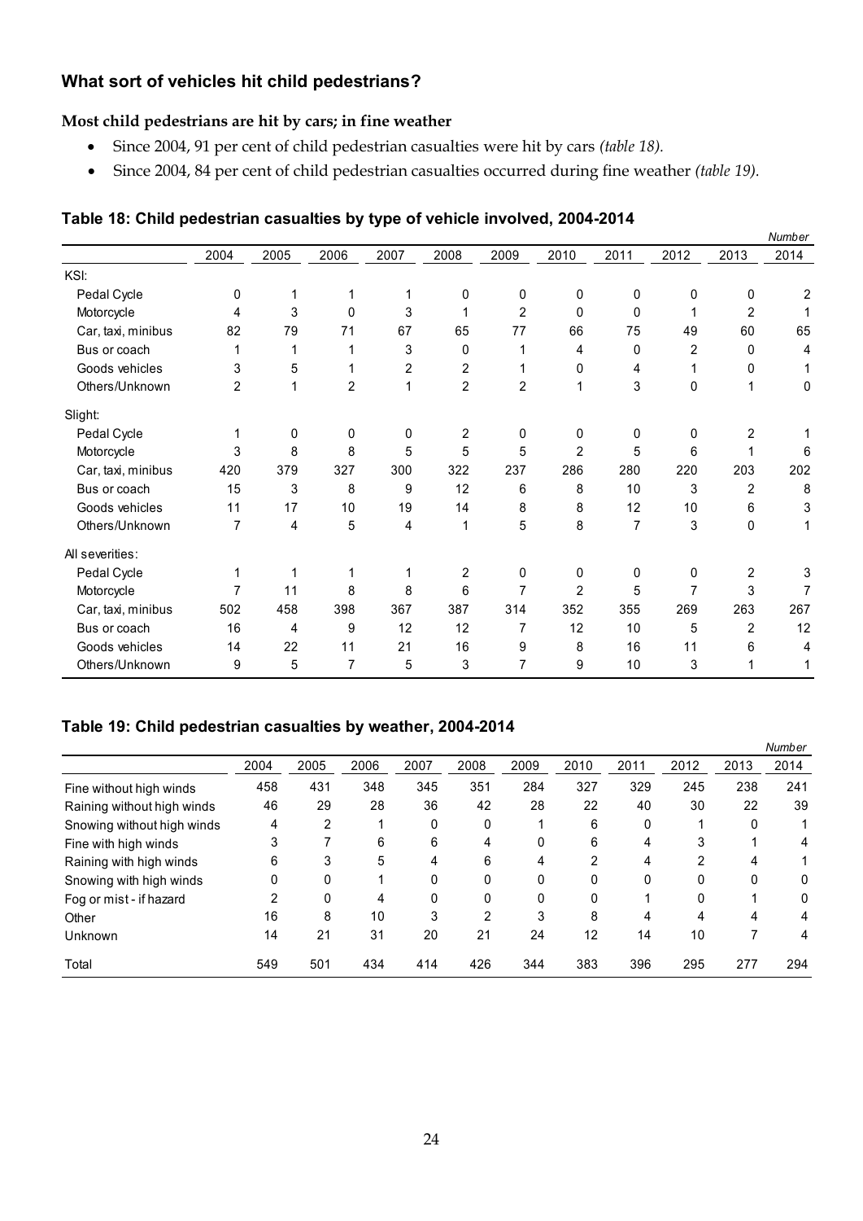## What sort of vehicles hit child pedestrians?

**Most child pedestrians are hit by cars; in fine weather**

- Since 2004, 91 per cent of child pedestrian casualties were hit by cars *(table 18).*
- Since 2004, 84 per cent of child pedestrian casualties occurred during fine weather *(table 19).*

### Table 18: Child pedestrian casualties by type of vehicle involved, 2004-2014

*Number*

| | 2004 | 2005 | 2006 | 2007 | 2008 | 2009 | 2010 | 2011 | 2012 | 2013 | 2014 |
|---|---|---|---|---|---|---|---|---|---|---|---|
| KSI: | | | | | | | | | | | |
| Pedal Cycle | 0 | 1 | 1 | 1 | 0 | 0 | 0 | 0 | 0 | 0 | 2 |
| Motorcycle | 4 | 3 | 0 | 3 | 1 | 2 | 0 | 0 | 1 | 2 | 1 |
| Car, taxi, minibus | 82 | 79 | 71 | 67 | 65 | 77 | 66 | 75 | 49 | 60 | 65 |
| Bus or coach | 1 | 1 | 1 | 3 | 0 | 1 | 4 | 0 | 2 | 0 | 4 |
| Goods vehicles | 3 | 5 | 1 | 2 | 2 | 1 | 0 | 4 | 1 | 0 | 1 |
| Others/Unknown | 2 | 1 | 2 | 1 | 2 | 2 | 1 | 3 | 0 | 1 | 0 |
| Slight: | | | | | | | | | | | |
| Pedal Cycle | 1 | 0 | 0 | 0 | 2 | 0 | 0 | 0 | 0 | 2 | 1 |
| Motorcycle | 3 | 8 | 8 | 5 | 5 | 5 | 2 | 5 | 6 | 1 | 6 |
| Car, taxi, minibus | 420 | 379 | 327 | 300 | 322 | 237 | 286 | 280 | 220 | 203 | 202 |
| Bus or coach | 15 | 3 | 8 | 9 | 12 | 6 | 8 | 10 | 3 | 2 | 8 |
| Goods vehicles | 11 | 17 | 10 | 19 | 14 | 8 | 8 | 12 | 10 | 6 | 3 |
| Others/Unknown | 7 | 4 | 5 | 4 | 1 | 5 | 8 | 7 | 3 | 0 | 1 |
| All severities: | | | | | | | | | | | |
| Pedal Cycle | 1 | 1 | 1 | 1 | 2 | 0 | 0 | 0 | 0 | 2 | 3 |
| Motorcycle | 7 | 11 | 8 | 8 | 6 | 7 | 2 | 5 | 7 | 3 | 7 |
| Car, taxi, minibus | 502 | 458 | 398 | 367 | 387 | 314 | 352 | 355 | 269 | 263 | 267 |
| Bus or coach | 16 | 4 | 9 | 12 | 12 | 7 | 12 | 10 | 5 | 2 | 12 |
| Goods vehicles | 14 | 22 | 11 | 21 | 16 | 9 | 8 | 16 | 11 | 6 | 4 |
| Others/Unknown | 9 | 5 | 7 | 5 | 3 | 7 | 9 | 10 | 3 | 1 | 1 |

### Table 19: Child pedestrian casualties by weather, 2004-2014

*Number*

| | 2004 | 2005 | 2006 | 2007 | 2008 | 2009 | 2010 | 2011 | 2012 | 2013 | 2014 |
|---|---|---|---|---|---|---|---|---|---|---|---|
| Fine without high winds | 458 | 431 | 348 | 345 | 351 | 284 | 327 | 329 | 245 | 238 | 241 |
| Raining without high winds | 46 | 29 | 28 | 36 | 42 | 28 | 22 | 40 | 30 | 22 | 39 |
| Snowing without high winds | 4 | 2 | 1 | 0 | 0 | 1 | 6 | 0 | 1 | 0 | 1 |
| Fine with high winds | 3 | 7 | 6 | 6 | 4 | 0 | 6 | 4 | 3 | 1 | 4 |
| Raining with high winds | 6 | 3 | 5 | 4 | 6 | 4 | 2 | 4 | 2 | 4 | 1 |
| Snowing with high winds | 0 | 0 | 1 | 0 | 0 | 0 | 0 | 0 | 0 | 0 | 0 |
| Fog or mist - if hazard | 2 | 0 | 4 | 0 | 0 | 0 | 0 | 1 | 0 | 1 | 0 |
| Other | 16 | 8 | 10 | 3 | 2 | 3 | 8 | 4 | 4 | 4 | 4 |
| Unknown | 14 | 21 | 31 | 20 | 21 | 24 | 12 | 14 | 10 | 7 | 4 |
| Total | 549 | 501 | 434 | 414 | 426 | 344 | 383 | 396 | 295 | 277 | 294 |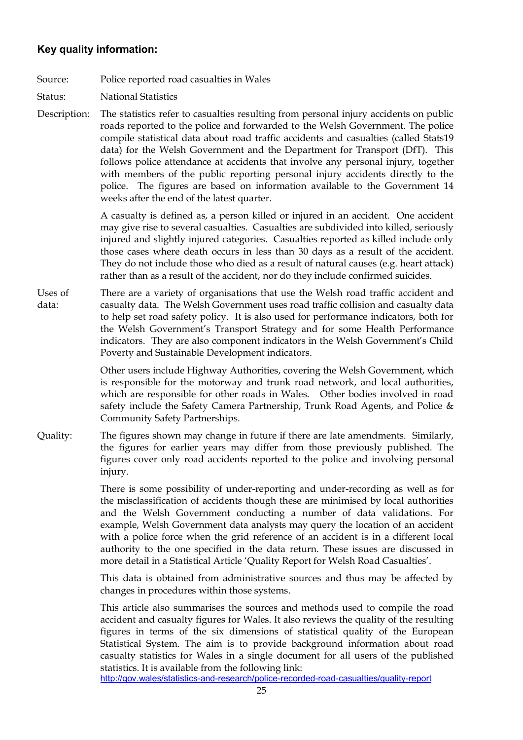## Key quality information:

**Source:** Police reported road casualties in Wales

**Status:** National Statistics

**Description:** The statistics refer to casualties resulting from personal injury accidents on public roads reported to the police and forwarded to the Welsh Government. The police compile statistical data about road traffic accidents and casualties (called Stats19 data) for the Welsh Government and the Department for Transport (DfT). This follows police attendance at accidents that involve any personal injury, together with members of the public reporting personal injury accidents directly to the police. The figures are based on information available to the Government 14 weeks after the end of the latest quarter.

A casualty is defined as, a person killed or injured in an accident. One accident may give rise to several casualties. Casualties are subdivided into killed, seriously injured and slightly injured categories. Casualties reported as killed include only those cases where death occurs in less than 30 days as a result of the accident. They do not include those who died as a result of natural causes (e.g. heart attack) rather than as a result of the accident, nor do they include confirmed suicides.

**Uses of data:** There are a variety of organisations that use the Welsh road traffic accident and casualty data. The Welsh Government uses road traffic collision and casualty data to help set road safety policy. It is also used for performance indicators, both for the Welsh Government's Transport Strategy and for some Health Performance indicators. They are also component indicators in the Welsh Government's Child Poverty and Sustainable Development indicators.

Other users include Highway Authorities, covering the Welsh Government, which is responsible for the motorway and trunk road network, and local authorities, which are responsible for other roads in Wales. Other bodies involved in road safety include the Safety Camera Partnership, Trunk Road Agents, and Police & Community Safety Partnerships.

**Quality:** The figures shown may change in future if there are late amendments. Similarly, the figures for earlier years may differ from those previously published. The figures cover only road accidents reported to the police and involving personal injury.

There is some possibility of under-reporting and under-recording as well as for the misclassification of accidents though these are minimised by local authorities and the Welsh Government conducting a number of data validations. For example, Welsh Government data analysts may query the location of an accident with a police force when the grid reference of an accident is in a different local authority to the one specified in the data return. These issues are discussed in more detail in a Statistical Article 'Quality Report for Welsh Road Casualties'.

This data is obtained from administrative sources and thus may be affected by changes in procedures within those systems.

This article also summarises the sources and methods used to compile the road accident and casualty figures for Wales. It also reviews the quality of the resulting figures in terms of the six dimensions of statistical quality of the European Statistical System. The aim is to provide background information about road casualty statistics for Wales in a single document for all users of the published statistics. It is available from the following link:
http://gov.wales/statistics-and-research/police-recorded-road-casualties/quality-report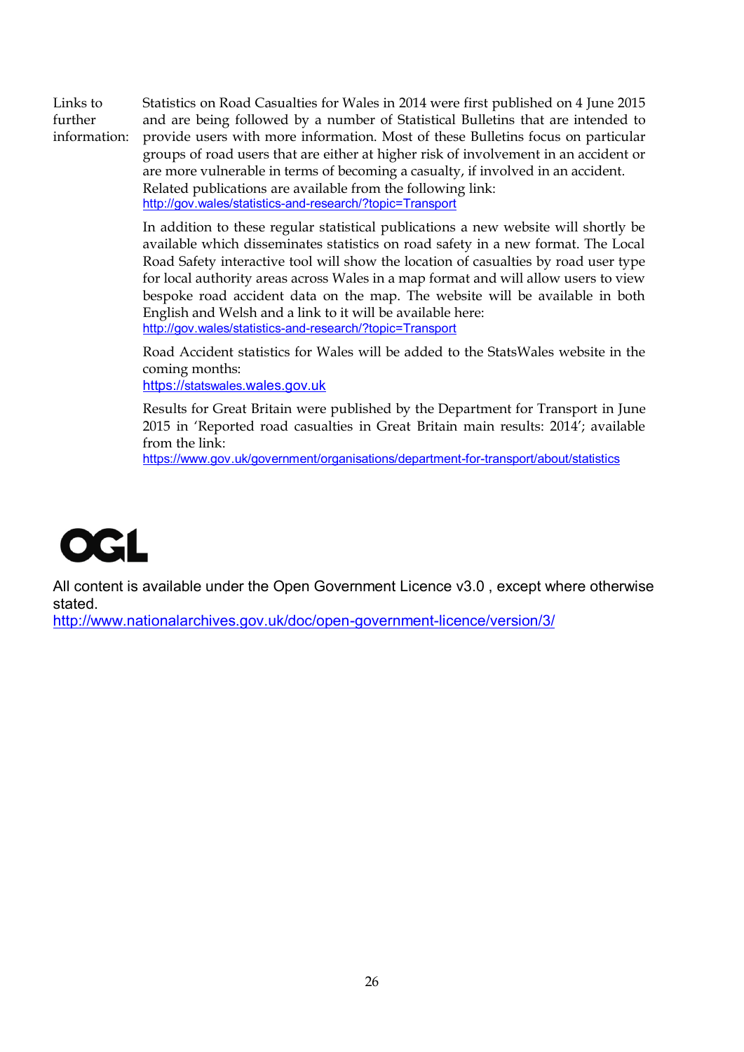Links to further information:

Statistics on Road Casualties for Wales in 2014 were first published on 4 June 2015 and are being followed by a number of Statistical Bulletins that are intended to provide users with more information. Most of these Bulletins focus on particular groups of road users that are either at higher risk of involvement in an accident or are more vulnerable in terms of becoming a casualty, if involved in an accident. Related publications are available from the following link:
http://gov.wales/statistics-and-research/?topic=Transport

In addition to these regular statistical publications a new website will shortly be available which disseminates statistics on road safety in a new format. The Local Road Safety interactive tool will show the location of casualties by road user type for local authority areas across Wales in a map format and will allow users to view bespoke road accident data on the map. The website will be available in both English and Welsh and a link to it will be available here:
http://gov.wales/statistics-and-research/?topic=Transport

Road Accident statistics for Wales will be added to the StatsWales website in the coming months:
https://statswales.wales.gov.uk

Results for Great Britain were published by the Department for Transport in June 2015 in 'Reported road casualties in Great Britain main results: 2014'; available from the link:
https://www.gov.uk/government/organisations/department-for-transport/about/statistics

OGL

All content is available under the Open Government Licence v3.0 , except where otherwise stated.
http://www.nationalarchives.gov.uk/doc/open-government-licence/version/3/